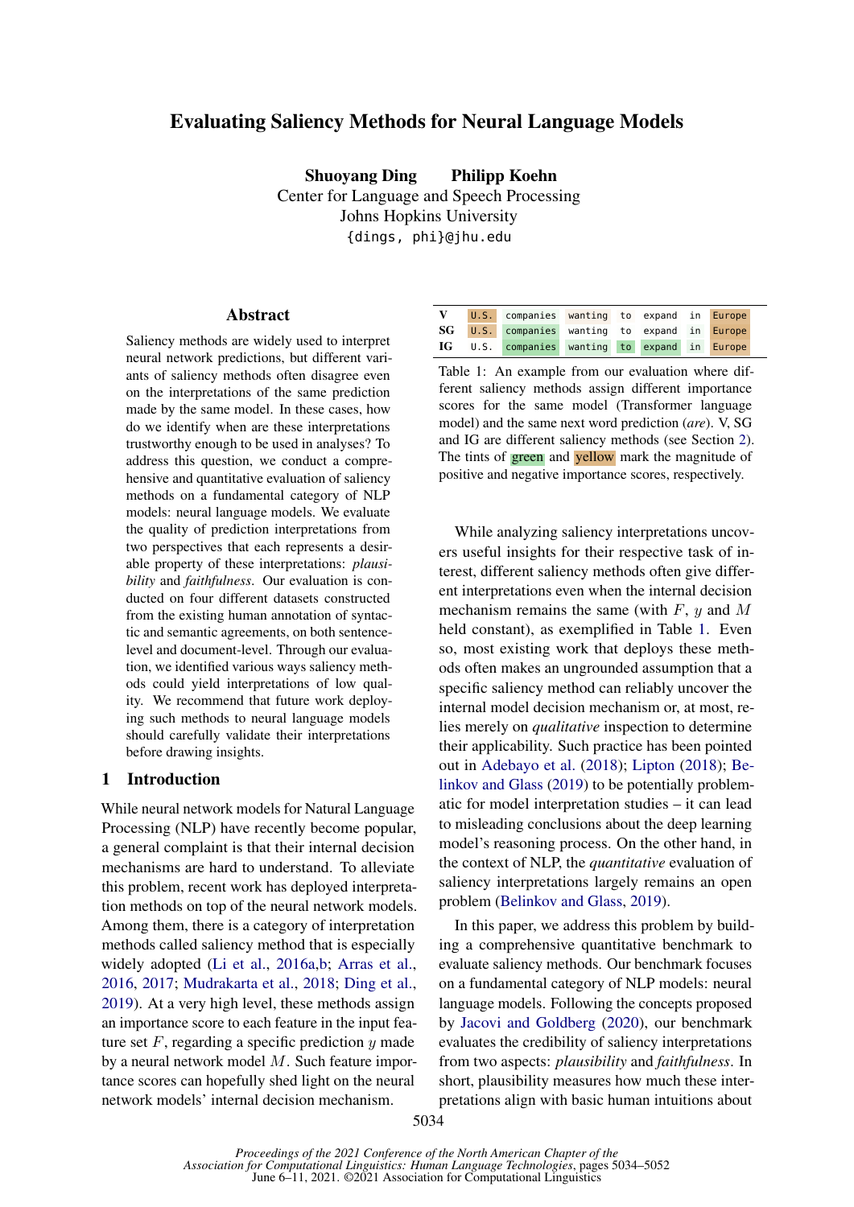# Evaluating Saliency Methods for Neural Language Models

**Shuoyang Ding**  **Philipp Koehn**
Center for Language and Speech Processing
Johns Hopkins University
{dings, phi}@jhu.edu

## Abstract

Saliency methods are widely used to interpret neural network predictions, but different variants of saliency methods often disagree even on the interpretations of the same prediction made by the same model. In these cases, how do we identify when are these interpretations trustworthy enough to be used in analyses? To address this question, we conduct a comprehensive and quantitative evaluation of saliency methods on a fundamental category of NLP models: neural language models. We evaluate the quality of prediction interpretations from two perspectives that each represents a desirable property of these interpretations: *plausibility* and *faithfulness*. Our evaluation is conducted on four different datasets constructed from the existing human annotation of syntactic and semantic agreements, on both sentence-level and document-level. Through our evaluation, we identified various ways saliency methods could yield interpretations of low quality. We recommend that future work deploying such methods to neural language models should carefully validate their interpretations before drawing insights.

## 1 Introduction

While neural network models for Natural Language Processing (NLP) have recently become popular, a general complaint is that their internal decision mechanisms are hard to understand. To alleviate this problem, recent work has deployed interpretation methods on top of the neural network models. Among them, there is a category of interpretation methods called saliency method that is especially widely adopted (Li et al., 2016a,b; Arras et al., 2016, 2017; Mudrakarta et al., 2018; Ding et al., 2019). At a very high level, these methods assign an importance score to each feature in the input feature set $F$, regarding a specific prediction $y$ made by a neural network model $M$. Such feature importance scores can hopefully shed light on the neural network models' internal decision mechanism.

| | | | | | | | |
|---|---|---|---|---|---|---|---|
| **V** | U.S. | companies | wanting | to | expand | in | Europe |
| **SG** | U.S. | companies | wanting | to | expand | in | Europe |
| **IG** | U.S. | companies | wanting | to | expand | in | Europe |

Table 1: An example from our evaluation where different saliency methods assign different importance scores for the same model (Transformer language model) and the same next word prediction (*are*). V, SG and IG are different saliency methods (see Section 2). The tints of green and yellow mark the magnitude of positive and negative importance scores, respectively.

While analyzing saliency interpretations uncovers useful insights for their respective task of interest, different saliency methods often give different interpretations even when the internal decision mechanism remains the same (with $F$, $y$ and $M$ held constant), as exemplified in Table 1. Even so, most existing work that deploys these methods often makes an ungrounded assumption that a specific saliency method can reliably uncover the internal model decision mechanism or, at most, relies merely on *qualitative* inspection to determine their applicability. Such practice has been pointed out in Adebayo et al. (2018); Lipton (2018); Belinkov and Glass (2019) to be potentially problematic for model interpretation studies – it can lead to misleading conclusions about the deep learning model's reasoning process. On the other hand, in the context of NLP, the *quantitative* evaluation of saliency interpretations largely remains an open problem (Belinkov and Glass, 2019).

In this paper, we address this problem by building a comprehensive quantitative benchmark to evaluate saliency methods. Our benchmark focuses on a fundamental category of NLP models: neural language models. Following the concepts proposed by Jacovi and Goldberg (2020), our benchmark evaluates the credibility of saliency interpretations from two aspects: *plausibility* and *faithfulness*. In short, plausibility measures how much these interpretations align with basic human intuitions about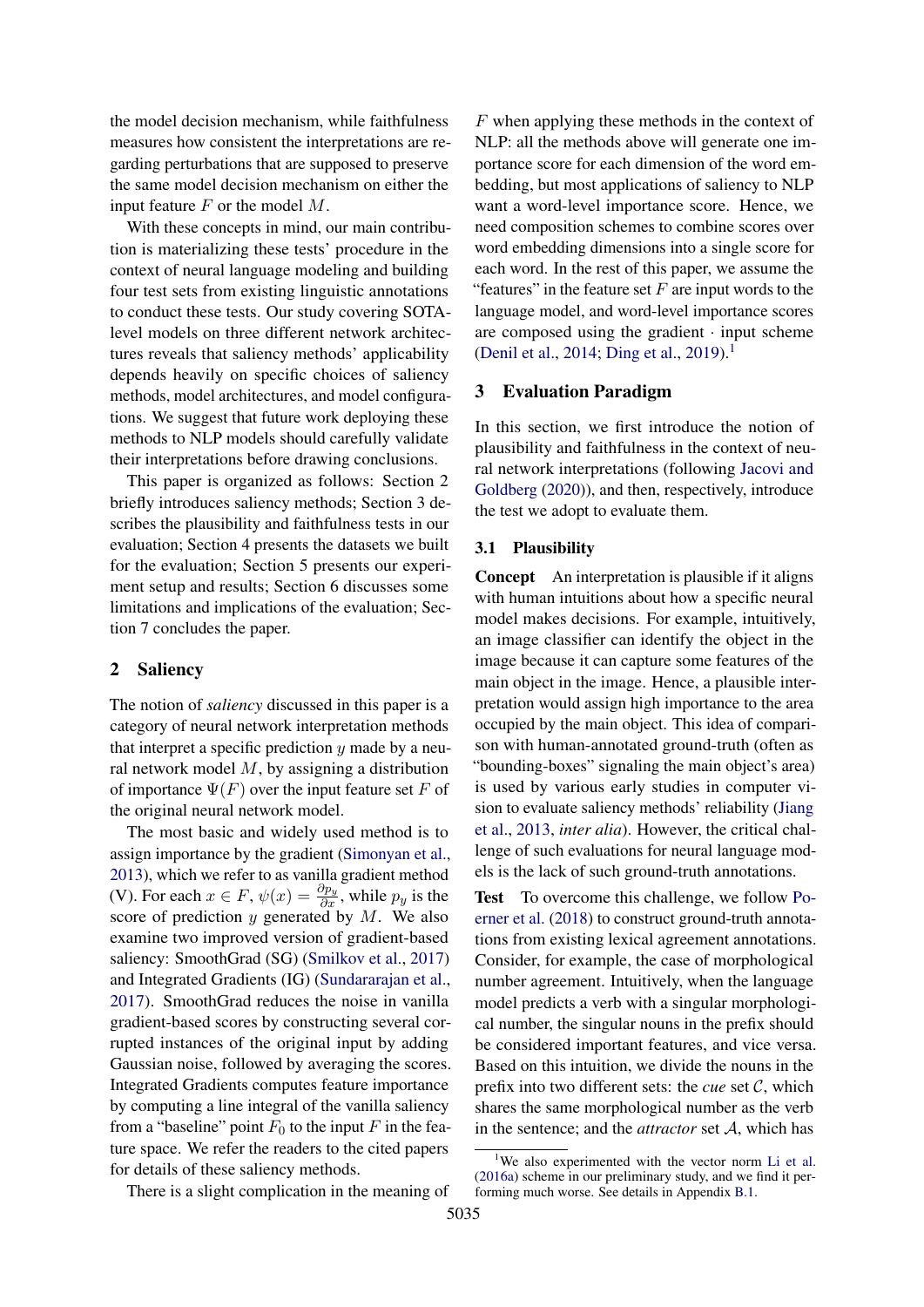the model decision mechanism, while faithfulness measures how consistent the interpretations are regarding perturbations that are supposed to preserve the same model decision mechanism on either the input feature $F$ or the model $M$.

With these concepts in mind, our main contribution is materializing these tests' procedure in the context of neural language modeling and building four test sets from existing linguistic annotations to conduct these tests. Our study covering SOTA-level models on three different network architectures reveals that saliency methods' applicability depends heavily on specific choices of saliency methods, model architectures, and model configurations. We suggest that future work deploying these methods to NLP models should carefully validate their interpretations before drawing conclusions.

This paper is organized as follows: Section 2 briefly introduces saliency methods; Section 3 describes the plausibility and faithfulness tests in our evaluation; Section 4 presents the datasets we built for the evaluation; Section 5 presents our experiment setup and results; Section 6 discusses some limitations and implications of the evaluation; Section 7 concludes the paper.

## 2 Saliency

The notion of *saliency* discussed in this paper is a category of neural network interpretation methods that interpret a specific prediction $y$ made by a neural network model $M$, by assigning a distribution of importance $\Psi(F)$ over the input feature set $F$ of the original neural network model.

The most basic and widely used method is to assign importance by the gradient (Simonyan et al., 2013), which we refer to as vanilla gradient method (V). For each $x \in F$, $\psi(x) = \frac{\partial p_y}{\partial x}$, while $p_y$ is the score of prediction $y$ generated by $M$. We also examine two improved version of gradient-based saliency: SmoothGrad (SG) (Smilkov et al., 2017) and Integrated Gradients (IG) (Sundararajan et al., 2017). SmoothGrad reduces the noise in vanilla gradient-based scores by constructing several corrupted instances of the original input by adding Gaussian noise, followed by averaging the scores. Integrated Gradients computes feature importance by computing a line integral of the vanilla saliency from a "baseline" point $F_0$ to the input $F$ in the feature space. We refer the readers to the cited papers for details of these saliency methods.

There is a slight complication in the meaning of $F$ when applying these methods in the context of NLP: all the methods above will generate one importance score for each dimension of the word embedding, but most applications of saliency to NLP want a word-level importance score. Hence, we need composition schemes to combine scores over word embedding dimensions into a single score for each word. In the rest of this paper, we assume the "features" in the feature set $F$ are input words to the language model, and word-level importance scores are composed using the gradient · input scheme (Denil et al., 2014; Ding et al., 2019).[1]

## 3 Evaluation Paradigm

In this section, we first introduce the notion of plausibility and faithfulness in the context of neural network interpretations (following Jacovi and Goldberg (2020)), and then, respectively, introduce the test we adopt to evaluate them.

### 3.1 Plausibility

**Concept** An interpretation is plausible if it aligns with human intuitions about how a specific neural model makes decisions. For example, intuitively, an image classifier can identify the object in the image because it can capture some features of the main object in the image. Hence, a plausible interpretation would assign high importance to the area occupied by the main object. This idea of comparison with human-annotated ground-truth (often as "bounding-boxes" signaling the main object's area) is used by various early studies in computer vision to evaluate saliency methods' reliability (Jiang et al., 2013, *inter alia*). However, the critical challenge of such evaluations for neural language models is the lack of such ground-truth annotations.

**Test** To overcome this challenge, we follow Poerner et al. (2018) to construct ground-truth annotations from existing lexical agreement annotations. Consider, for example, the case of morphological number agreement. Intuitively, when the language model predicts a verb with a singular morphological number, the singular nouns in the prefix should be considered important features, and vice versa. Based on this intuition, we divide the nouns in the prefix into two different sets: the *cue* set $\mathcal{C}$, which shares the same morphological number as the verb in the sentence; and the *attractor* set $\mathcal{A}$, which has

[1]We also experimented with the vector norm Li et al. (2016a) scheme in our preliminary study, and we find it performing much worse. See details in Appendix B.1.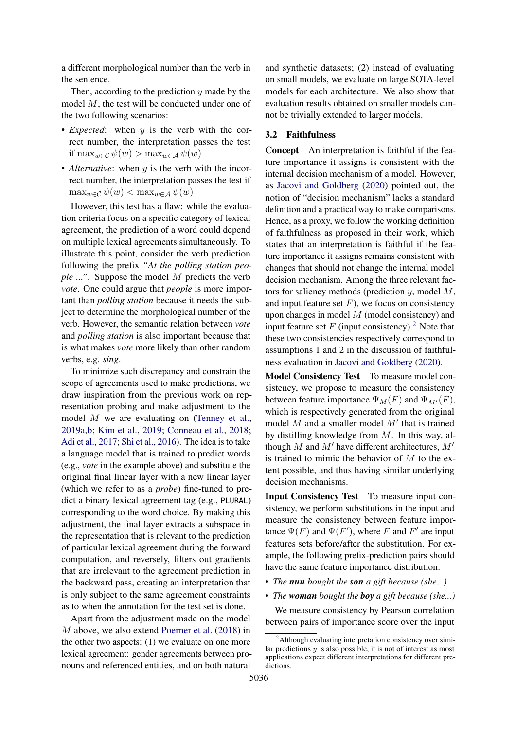a different morphological number than the verb in the sentence.

Then, according to the prediction $y$ made by the model $M$, the test will be conducted under one of the two following scenarios:

- *Expected*: when $y$ is the verb with the correct number, the interpretation passes the test if $\max_{w \in \mathcal{C}} \psi(w) > \max_{w \in \mathcal{A}} \psi(w)$
- *Alternative*: when $y$ is the verb with the incorrect number, the interpretation passes the test if $\max_{w \in \mathcal{C}} \psi(w) < \max_{w \in \mathcal{A}} \psi(w)$

However, this test has a flaw: while the evaluation criteria focus on a specific category of lexical agreement, the prediction of a word could depend on multiple lexical agreements simultaneously. To illustrate this point, consider the verb prediction following the prefix *"At the polling station people ..."*. Suppose the model $M$ predicts the verb *vote*. One could argue that *people* is more important than *polling station* because it needs the subject to determine the morphological number of the verb. However, the semantic relation between *vote* and *polling station* is also important because that is what makes *vote* more likely than other random verbs, e.g. *sing*.

To minimize such discrepancy and constrain the scope of agreements used to make predictions, we draw inspiration from the previous work on representation probing and make adjustment to the model $M$ we are evaluating on (Tenney et al., 2019a,b; Kim et al., 2019; Conneau et al., 2018; Adi et al., 2017; Shi et al., 2016). The idea is to take a language model that is trained to predict words (e.g., *vote* in the example above) and substitute the original final linear layer with a new linear layer (which we refer to as a *probe*) fine-tuned to predict a binary lexical agreement tag (e.g., PLURAL) corresponding to the word choice. By making this adjustment, the final layer extracts a subspace in the representation that is relevant to the prediction of particular lexical agreement during the forward computation, and reversely, filters out gradients that are irrelevant to the agreement prediction in the backward pass, creating an interpretation that is only subject to the same agreement constraints as to when the annotation for the test set is done.

Apart from the adjustment made on the model $M$ above, we also extend Poerner et al. (2018) in the other two aspects: (1) we evaluate on one more lexical agreement: gender agreements between pronouns and referenced entities, and on both natural and synthetic datasets; (2) instead of evaluating on small models, we evaluate on large SOTA-level models for each architecture. We also show that evaluation results obtained on smaller models cannot be trivially extended to larger models.

### 3.2 Faithfulness

**Concept** An interpretation is faithful if the feature importance it assigns is consistent with the internal decision mechanism of a model. However, as Jacovi and Goldberg (2020) pointed out, the notion of "decision mechanism" lacks a standard definition and a practical way to make comparisons. Hence, as a proxy, we follow the working definition of faithfulness as proposed in their work, which states that an interpretation is faithful if the feature importance it assigns remains consistent with changes that should not change the internal model decision mechanism. Among the three relevant factors for saliency methods (prediction $y$, model $M$, and input feature set $F$), we focus on consistency upon changes in model $M$ (model consistency) and input feature set $F$ (input consistency).[2] Note that these two consistencies respectively correspond to assumptions 1 and 2 in the discussion of faithfulness evaluation in Jacovi and Goldberg (2020).

**Model Consistency Test** To measure model consistency, we propose to measure the consistency between feature importance $\Psi_M(F)$ and $\Psi_{M'}(F)$, which is respectively generated from the original model $M$ and a smaller model $M'$ that is trained by distilling knowledge from $M$. In this way, although $M$ and $M'$ have different architectures, $M'$ is trained to mimic the behavior of $M$ to the extent possible, and thus having similar underlying decision mechanisms.

**Input Consistency Test** To measure input consistency, we perform substitutions in the input and measure the consistency between feature importance $\Psi(F)$ and $\Psi(F')$, where $F$ and $F'$ are input features sets before/after the substitution. For example, the following prefix-prediction pairs should have the same feature importance distribution:

- *The **nun** bought the **son** a gift because (she...)*
- *The **woman** bought the **boy** a gift because (she...)*

We measure consistency by Pearson correlation between pairs of importance score over the input

[2] Although evaluating interpretation consistency over similar predictions $y$ is also possible, it is not of interest as most applications expect different interpretations for different predictions.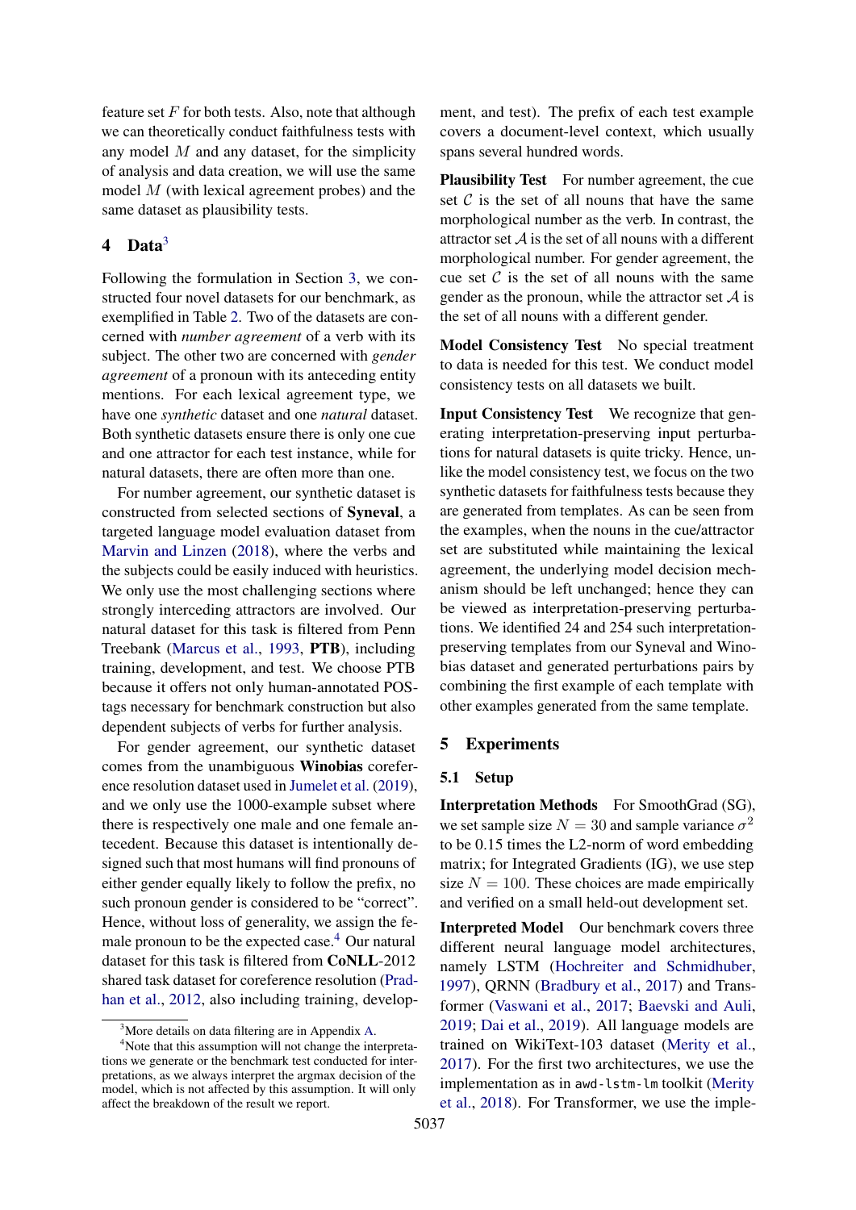feature set $F$ for both tests. Also, note that although we can theoretically conduct faithfulness tests with any model $M$ and any dataset, for the simplicity of analysis and data creation, we will use the same model $M$ (with lexical agreement probes) and the same dataset as plausibility tests.

## 4 Data[3]

Following the formulation in Section 3, we constructed four novel datasets for our benchmark, as exemplified in Table 2. Two of the datasets are concerned with *number agreement* of a verb with its subject. The other two are concerned with *gender agreement* of a pronoun with its anteceding entity mentions. For each lexical agreement type, we have one *synthetic* dataset and one *natural* dataset. Both synthetic datasets ensure there is only one cue and one attractor for each test instance, while for natural datasets, there are often more than one.

For number agreement, our synthetic dataset is constructed from selected sections of **Syneval**, a targeted language model evaluation dataset from Marvin and Linzen (2018), where the verbs and the subjects could be easily induced with heuristics. We only use the most challenging sections where strongly interceding attractors are involved. Our natural dataset for this task is filtered from Penn Treebank (Marcus et al., 1993, **PTB**), including training, development, and test. We choose PTB because it offers not only human-annotated POS-tags necessary for benchmark construction but also dependent subjects of verbs for further analysis.

For gender agreement, our synthetic dataset comes from the unambiguous **Winobias** coreference resolution dataset used in Jumelet et al. (2019), and we only use the 1000-example subset where there is respectively one male and one female antecedent. Because this dataset is intentionally designed such that most humans will find pronouns of either gender equally likely to follow the prefix, no such pronoun gender is considered to be "correct". Hence, without loss of generality, we assign the female pronoun to be the expected case.[4] Our natural dataset for this task is filtered from **CoNLL**-2012 shared task dataset for coreference resolution (Pradhan et al., 2012, also including training, development, and test). The prefix of each test example covers a document-level context, which usually spans several hundred words.

**Plausibility Test** For number agreement, the cue set $\mathcal{C}$ is the set of all nouns that have the same morphological number as the verb. In contrast, the attractor set $\mathcal{A}$ is the set of all nouns with a different morphological number. For gender agreement, the cue set $\mathcal{C}$ is the set of all nouns with the same gender as the pronoun, while the attractor set $\mathcal{A}$ is the set of all nouns with a different gender.

**Model Consistency Test** No special treatment to data is needed for this test. We conduct model consistency tests on all datasets we built.

**Input Consistency Test** We recognize that generating interpretation-preserving input perturbations for natural datasets is quite tricky. Hence, unlike the model consistency test, we focus on the two synthetic datasets for faithfulness tests because they are generated from templates. As can be seen from the examples, when the nouns in the cue/attractor set are substituted while maintaining the lexical agreement, the underlying model decision mechanism should be left unchanged; hence they can be viewed as interpretation-preserving perturbations. We identified 24 and 254 such interpretation-preserving templates from our Syneval and Winobias dataset and generated perturbations pairs by combining the first example of each template with other examples generated from the same template.

## 5 Experiments

### 5.1 Setup

**Interpretation Methods** For SmoothGrad (SG), we set sample size $N = 30$ and sample variance $\sigma^2$ to be 0.15 times the L2-norm of word embedding matrix; for Integrated Gradients (IG), we use step size $N = 100$. These choices are made empirically and verified on a small held-out development set.

**Interpreted Model** Our benchmark covers three different neural language model architectures, namely LSTM (Hochreiter and Schmidhuber, 1997), QRNN (Bradbury et al., 2017) and Transformer (Vaswani et al., 2017; Baevski and Auli, 2019; Dai et al., 2019). All language models are trained on WikiText-103 dataset (Merity et al., 2017). For the first two architectures, we use the implementation as in `awd-lstm-lm` toolkit (Merity et al., 2018). For Transformer, we use the imple-

[3] More details on data filtering are in Appendix A.

[4] Note that this assumption will not change the interpretations we generate or the benchmark test conducted for interpretations, as we always interpret the argmax decision of the model, which is not affected by this assumption. It will only affect the breakdown of the result we report.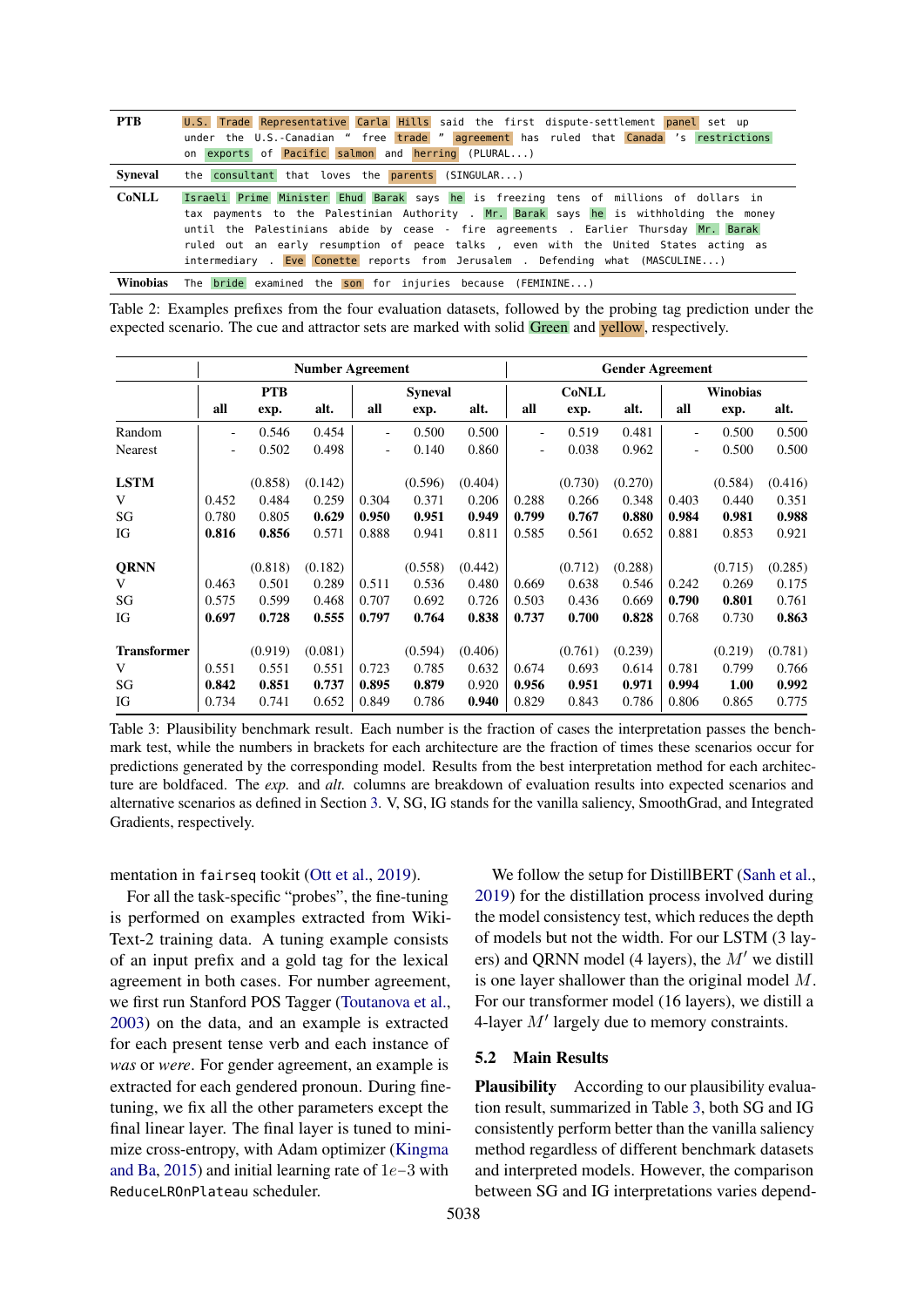| | |
|---|---|
| **PTB** | U.S. Trade Representative Carla Hills said the first dispute-settlement panel set up under the U.S.-Canadian " free trade " agreement has ruled that Canada 's restrictions on exports of Pacific salmon and herring (PLURAL...) |
| **Syneval** | the consultant that loves the parents (SINGULAR...) |
| **CoNLL** | Israeli Prime Minister Ehud Barak says he is freezing tens of millions of dollars in tax payments to the Palestinian Authority . Mr. Barak says he is withholding the money until the Palestinians abide by cease - fire agreements . Earlier Thursday Mr. Barak ruled out an early resumption of peace talks , even with the United States acting as intermediary . Eve Conette reports from Jerusalem . Defending what (MASCULINE...) |
| **Winobias** | The bride examined the son for injuries because (FEMININE...) |

Table 2: Examples prefixes from the four evaluation datasets, followed by the probing tag prediction under the expected scenario. The cue and attractor sets are marked with solid Green and yellow, respectively.

| | Number Agreement | | | | | | Gender Agreement | | | | | |
|---|---|---|---|---|---|---|---|---|---|---|---|---|
| | PTB | | | Syneval | | | CoNLL | | | Winobias | | |
| | all | exp. | alt. | all | exp. | alt. | all | exp. | alt. | all | exp. | alt. |
| Random | - | 0.546 | 0.454 | - | 0.500 | 0.500 | - | 0.519 | 0.481 | - | 0.500 | 0.500 |
| Nearest | - | 0.502 | 0.498 | - | 0.140 | 0.860 | - | 0.038 | 0.962 | - | 0.500 | 0.500 |
| **LSTM** | | (0.858) | (0.142) | | (0.596) | (0.404) | | (0.730) | (0.270) | | (0.584) | (0.416) |
| V | 0.452 | 0.484 | 0.259 | 0.304 | 0.371 | 0.206 | 0.288 | 0.266 | 0.348 | 0.403 | 0.440 | 0.351 |
| SG | 0.780 | 0.805 | **0.629** | **0.950** | **0.951** | **0.949** | **0.799** | **0.767** | **0.880** | **0.984** | **0.981** | **0.988** |
| IG | **0.816** | **0.856** | 0.571 | 0.888 | 0.941 | 0.811 | 0.585 | 0.561 | 0.652 | 0.881 | 0.853 | 0.921 |
| **QRNN** | | (0.818) | (0.182) | | (0.558) | (0.442) | | (0.712) | (0.288) | | (0.715) | (0.285) |
| V | 0.463 | 0.501 | 0.289 | 0.511 | 0.536 | 0.480 | 0.669 | 0.638 | 0.546 | 0.242 | 0.269 | 0.175 |
| SG | 0.575 | 0.599 | 0.468 | 0.707 | 0.692 | 0.726 | 0.503 | 0.436 | 0.669 | **0.790** | **0.801** | 0.761 |
| IG | **0.697** | **0.728** | **0.555** | **0.797** | **0.764** | **0.838** | **0.737** | **0.700** | **0.828** | 0.768 | 0.730 | **0.863** |
| **Transformer** | | (0.919) | (0.081) | | (0.594) | (0.406) | | (0.761) | (0.239) | | (0.219) | (0.781) |
| V | 0.551 | 0.551 | 0.551 | 0.723 | 0.785 | 0.632 | 0.674 | 0.693 | 0.614 | 0.781 | 0.799 | 0.766 |
| SG | **0.842** | **0.851** | **0.737** | **0.895** | **0.879** | 0.920 | **0.956** | **0.951** | **0.971** | **0.994** | **1.00** | **0.992** |
| IG | 0.734 | 0.741 | 0.652 | 0.849 | 0.786 | **0.940** | 0.829 | 0.843 | 0.786 | 0.806 | 0.865 | 0.775 |

Table 3: Plausibility benchmark result. Each number is the fraction of cases the interpretation passes the benchmark test, while the numbers in brackets for each architecture are the fraction of times these scenarios occur for predictions generated by the corresponding model. Results from the best interpretation method for each architecture are boldfaced. The *exp.* and *alt.* columns are breakdown of evaluation results into expected scenarios and alternative scenarios as defined in Section 3. V, SG, IG stands for the vanilla saliency, SmoothGrad, and Integrated Gradients, respectively.

mentation in fairseq tookit (Ott et al., 2019).

For all the task-specific "probes", the fine-tuning is performed on examples extracted from WikiText-2 training data. A tuning example consists of an input prefix and a gold tag for the lexical agreement in both cases. For number agreement, we first run Stanford POS Tagger (Toutanova et al., 2003) on the data, and an example is extracted for each present tense verb and each instance of *was* or *were*. For gender agreement, an example is extracted for each gendered pronoun. During fine-tuning, we fix all the other parameters except the final linear layer. The final layer is tuned to minimize cross-entropy, with Adam optimizer (Kingma and Ba, 2015) and initial learning rate of $1e{-}3$ with ReduceLROnPlateau scheduler.

We follow the setup for DistillBERT (Sanh et al., 2019) for the distillation process involved during the model consistency test, which reduces the depth of models but not the width. For our LSTM (3 layers) and QRNN model (4 layers), the $M'$ we distill is one layer shallower than the original model $M$. For our transformer model (16 layers), we distill a 4-layer $M'$ largely due to memory constraints.

## 5.2 Main Results

**Plausibility** According to our plausibility evaluation result, summarized in Table 3, both SG and IG consistently perform better than the vanilla saliency method regardless of different benchmark datasets and interpreted models. However, the comparison between SG and IG interpretations varies depend-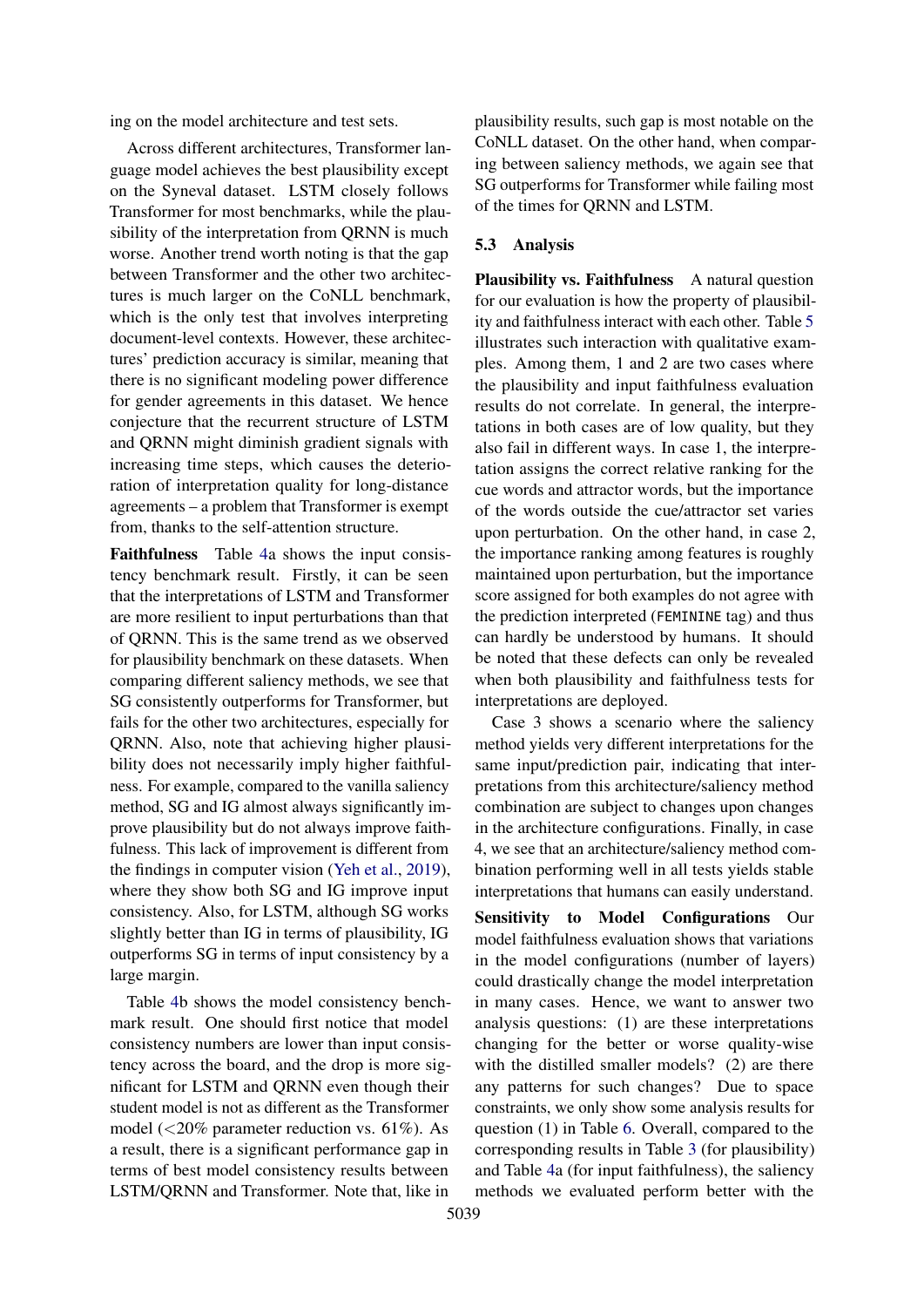ing on the model architecture and test sets.

Across different architectures, Transformer language model achieves the best plausibility except on the Syneval dataset. LSTM closely follows Transformer for most benchmarks, while the plausibility of the interpretation from QRNN is much worse. Another trend worth noting is that the gap between Transformer and the other two architectures is much larger on the CoNLL benchmark, which is the only test that involves interpreting document-level contexts. However, these architectures' prediction accuracy is similar, meaning that there is no significant modeling power difference for gender agreements in this dataset. We hence conjecture that the recurrent structure of LSTM and QRNN might diminish gradient signals with increasing time steps, which causes the deterioration of interpretation quality for long-distance agreements – a problem that Transformer is exempt from, thanks to the self-attention structure.

**Faithfulness** Table 4a shows the input consistency benchmark result. Firstly, it can be seen that the interpretations of LSTM and Transformer are more resilient to input perturbations than that of QRNN. This is the same trend as we observed for plausibility benchmark on these datasets. When comparing different saliency methods, we see that SG consistently outperforms for Transformer, but fails for the other two architectures, especially for QRNN. Also, note that achieving higher plausibility does not necessarily imply higher faithfulness. For example, compared to the vanilla saliency method, SG and IG almost always significantly improve plausibility but do not always improve faithfulness. This lack of improvement is different from the findings in computer vision (Yeh et al., 2019), where they show both SG and IG improve input consistency. Also, for LSTM, although SG works slightly better than IG in terms of plausibility, IG outperforms SG in terms of input consistency by a large margin.

Table 4b shows the model consistency benchmark result. One should first notice that model consistency numbers are lower than input consistency across the board, and the drop is more significant for LSTM and QRNN even though their student model is not as different as the Transformer model (<20% parameter reduction vs. 61%). As a result, there is a significant performance gap in terms of best model consistency results between LSTM/QRNN and Transformer. Note that, like in plausibility results, such gap is most notable on the CoNLL dataset. On the other hand, when comparing between saliency methods, we again see that SG outperforms for Transformer while failing most of the times for QRNN and LSTM.

### 5.3 Analysis

**Plausibility vs. Faithfulness** A natural question for our evaluation is how the property of plausibility and faithfulness interact with each other. Table 5 illustrates such interaction with qualitative examples. Among them, 1 and 2 are two cases where the plausibility and input faithfulness evaluation results do not correlate. In general, the interpretations in both cases are of low quality, but they also fail in different ways. In case 1, the interpretation assigns the correct relative ranking for the cue words and attractor words, but the importance of the words outside the cue/attractor set varies upon perturbation. On the other hand, in case 2, the importance ranking among features is roughly maintained upon perturbation, but the importance score assigned for both examples do not agree with the prediction interpreted (`FEMININE` tag) and thus can hardly be understood by humans. It should be noted that these defects can only be revealed when both plausibility and faithfulness tests for interpretations are deployed.

Case 3 shows a scenario where the saliency method yields very different interpretations for the same input/prediction pair, indicating that interpretations from this architecture/saliency method combination are subject to changes upon changes in the architecture configurations. Finally, in case 4, we see that an architecture/saliency method combination performing well in all tests yields stable interpretations that humans can easily understand.

**Sensitivity to Model Configurations** Our model faithfulness evaluation shows that variations in the model configurations (number of layers) could drastically change the model interpretation in many cases. Hence, we want to answer two analysis questions: (1) are these interpretations changing for the better or worse quality-wise with the distilled smaller models? (2) are there any patterns for such changes? Due to space constraints, we only show some analysis results for question (1) in Table 6. Overall, compared to the corresponding results in Table 3 (for plausibility) and Table 4a (for input faithfulness), the saliency methods we evaluated perform better with the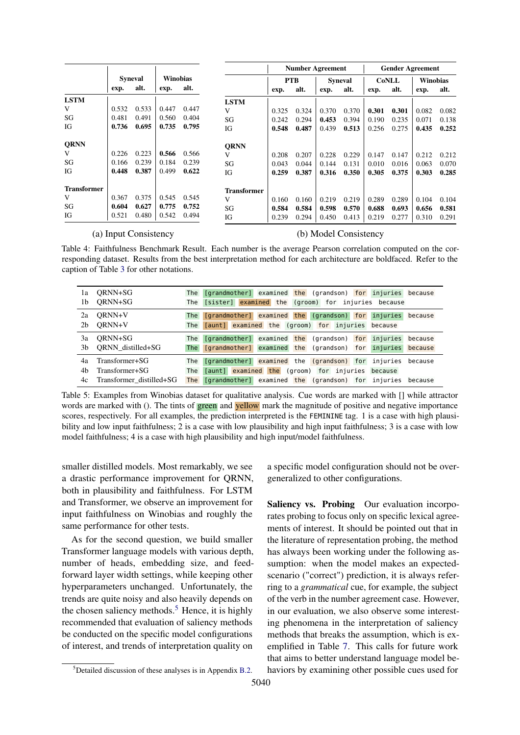**(a) Input Consistency**

| | Syneval | | Winobias | |
|---|---|---|---|---|
| | exp. | alt. | exp. | alt. |
| **LSTM** | | | | |
| V | 0.532 | 0.533 | 0.447 | 0.447 |
| SG | 0.481 | 0.491 | 0.560 | 0.404 |
| IG | **0.736** | **0.695** | **0.735** | **0.795** |
| **QRNN** | | | | |
| V | 0.226 | 0.223 | **0.566** | 0.566 |
| SG | 0.166 | 0.239 | 0.184 | 0.239 |
| IG | **0.448** | **0.387** | 0.499 | **0.622** |
| **Transformer** | | | | |
| V | 0.367 | 0.375 | 0.545 | 0.545 |
| SG | **0.604** | **0.627** | **0.775** | **0.752** |
| IG | 0.521 | 0.480 | 0.542 | 0.494 |

**(b) Model Consistency**

| | Number Agreement | | | | Gender Agreement | | | |
|---|---|---|---|---|---|---|---|---|
| | PTB | | Syneval | | CoNLL | | Winobias | |
| | exp. | alt. | exp. | alt. | exp. | alt. | exp. | alt. |
| **LSTM** | | | | | | | | |
| V | 0.325 | 0.324 | 0.370 | 0.370 | **0.301** | **0.301** | 0.082 | 0.082 |
| SG | 0.242 | 0.294 | **0.453** | 0.394 | 0.190 | 0.235 | 0.071 | 0.138 |
| IG | **0.548** | **0.487** | 0.439 | **0.513** | 0.256 | 0.275 | **0.435** | **0.252** |
| **QRNN** | | | | | | | | |
| V | 0.208 | 0.207 | 0.228 | 0.229 | 0.147 | 0.147 | 0.212 | 0.212 |
| SG | 0.043 | 0.044 | 0.144 | 0.131 | 0.010 | 0.016 | 0.063 | 0.070 |
| IG | **0.259** | **0.387** | **0.316** | **0.350** | **0.305** | **0.375** | **0.303** | **0.285** |
| **Transformer** | | | | | | | | |
| V | 0.160 | 0.160 | 0.219 | 0.219 | 0.289 | 0.289 | 0.104 | 0.104 |
| SG | **0.584** | **0.584** | **0.598** | **0.570** | **0.688** | **0.693** | **0.656** | **0.581** |
| IG | 0.239 | 0.294 | 0.450 | 0.413 | 0.219 | 0.277 | 0.310 | 0.291 |

Table 4: Faithfulness Benchmark Result. Each number is the average Pearson correlation computed on the corresponding dataset. Results from the best interpretation method for each architecture are boldfaced. Refer to the caption of Table 3 for other notations.

| | | |
|---|---|---|
| 1a | QRNN+SG | The [grandmother] examined the (grandson) for injuries because |
| 1b | QRNN+SG | The [sister] examined the (groom) for injuries because |
| 2a | QRNN+V | The [grandmother] examined the (grandson) for injuries because |
| 2b | QRNN+V | The [aunt] examined the (groom) for injuries because |
| 3a | QRNN+SG | The [grandmother] examined the (grandson) for injuries because |
| 3b | QRNN_distilled+SG | The [grandmother] examined the (grandson) for injuries because |
| 4a | Transformer+SG | The [grandmother] examined the (grandson) for injuries because |
| 4b | Transformer+SG | The [aunt] examined the (groom) for injuries because |
| 4c | Transformer_distilled+SG | The [grandmother] examined the (grandson) for injuries because |

Table 5: Examples from Winobias dataset for qualitative analysis. Cue words are marked with [] while attractor words are marked with (). The tints of green and yellow mark the magnitude of positive and negative importance scores, respectively. For all examples, the prediction interpreted is the FEMININE tag. 1 is a case with high plausibility and low input faithfulness; 2 is a case with low plausibility and high input faithfulness; 3 is a case with low model faithfulness; 4 is a case with high plausibility and high input/model faithfulness.

smaller distilled models. Most remarkably, we see a drastic performance improvement for QRNN, both in plausibility and faithfulness. For LSTM and Transformer, we observe an improvement for input faithfulness on Winobias and roughly the same performance for other tests.

As for the second question, we build smaller Transformer language models with various depth, number of heads, embedding size, and feed-forward layer width settings, while keeping other hyperparameters unchanged. Unfortunately, the trends are quite noisy and also heavily depends on the chosen saliency methods.[5] Hence, it is highly recommended that evaluation of saliency methods be conducted on the specific model configurations of interest, and trends of interpretation quality on a specific model configuration should not be overgeneralized to other configurations.

[5]Detailed discussion of these analyses is in Appendix B.2.

**Saliency vs. Probing** Our evaluation incorporates probing to focus only on specific lexical agreements of interest. It should be pointed out that in the literature of representation probing, the method has always been working under the following assumption: when the model makes an expected-scenario ("correct") prediction, it is always referring to a *grammatical* cue, for example, the subject of the verb in the number agreement case. However, in our evaluation, we also observe some interesting phenomena in the interpretation of saliency methods that breaks the assumption, which is exemplified in Table 7. This calls for future work that aims to better understand language model behaviors by examining other possible cues used for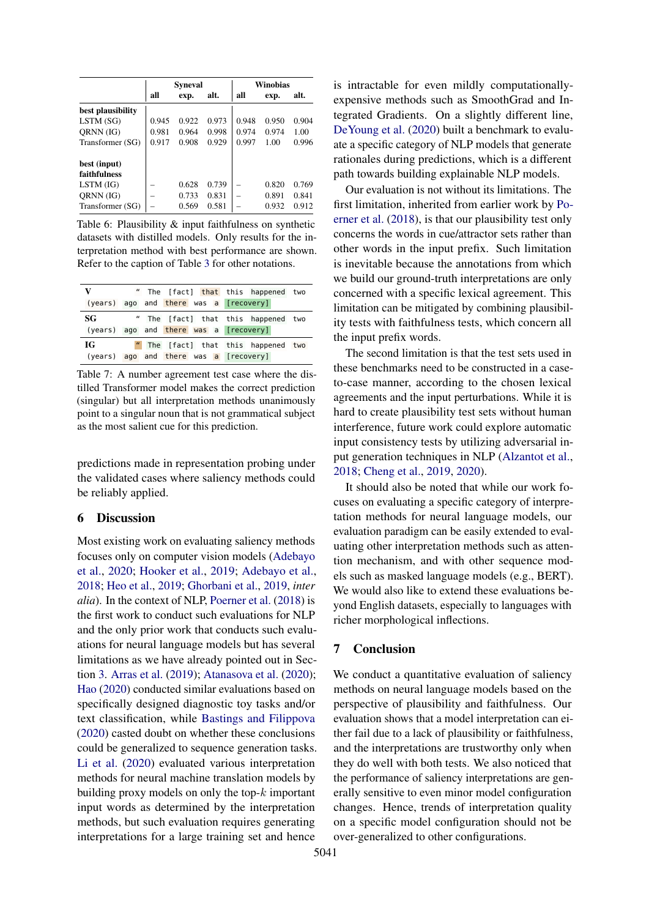| | Syneval | | | Winobias | | |
|---|---|---|---|---|---|---|
| | all | exp. | alt. | all | exp. | alt. |
| **best plausibility** | | | | | | |
| LSTM (SG) | 0.945 | 0.922 | 0.973 | 0.948 | 0.950 | 0.904 |
| QRNN (IG) | 0.981 | 0.964 | 0.998 | 0.974 | 0.974 | 1.00 |
| Transformer (SG) | 0.917 | 0.908 | 0.929 | 0.997 | 1.00 | 0.996 |
| **best (input) faithfulness** | | | | | | |
| LSTM (IG) | – | 0.628 | 0.739 | – | 0.820 | 0.769 |
| QRNN (IG) | – | 0.733 | 0.831 | – | 0.891 | 0.841 |
| Transformer (SG) | – | 0.569 | 0.581 | – | 0.932 | 0.912 |

Table 6: Plausibility & input faithfulness on synthetic datasets with distilled models. Only results for the interpretation method with best performance are shown. Refer to the caption of Table 3 for other notations.

| | |
|---|---|
| **V** | " The [fact] that this happened two (years) ago and there was a [recovery] |
| **SG** | " The [fact] that this happened two (years) ago and there was a [recovery] |
| **IG** | " The [fact] that this happened two (years) ago and there was a [recovery] |

Table 7: A number agreement test case where the distilled Transformer model makes the correct prediction (singular) but all interpretation methods unanimously point to a singular noun that is not grammatical subject as the most salient cue for this prediction.

predictions made in representation probing under the validated cases where saliency methods could be reliably applied.

## 6 Discussion

Most existing work on evaluating saliency methods focuses only on computer vision models (Adebayo et al., 2020; Hooker et al., 2019; Adebayo et al., 2018; Heo et al., 2019; Ghorbani et al., 2019, *inter alia*). In the context of NLP, Poerner et al. (2018) is the first work to conduct such evaluations for NLP and the only prior work that conducts such evaluations for neural language models but has several limitations as we have already pointed out in Section 3. Arras et al. (2019); Atanasova et al. (2020); Hao (2020) conducted similar evaluations based on specifically designed diagnostic toy tasks and/or text classification, while Bastings and Filippova (2020) casted doubt on whether these conclusions could be generalized to sequence generation tasks. Li et al. (2020) evaluated various interpretation methods for neural machine translation models by building proxy models on only the top-$k$ important input words as determined by the interpretation methods, but such evaluation requires generating interpretations for a large training set and hence is intractable for even mildly computationally-expensive methods such as SmoothGrad and Integrated Gradients. On a slightly different line, DeYoung et al. (2020) built a benchmark to evaluate a specific category of NLP models that generate rationales during predictions, which is a different path towards building explainable NLP models.

Our evaluation is not without its limitations. The first limitation, inherited from earlier work by Poerner et al. (2018), is that our plausibility test only concerns the words in cue/attractor sets rather than other words in the input prefix. Such limitation is inevitable because the annotations from which we build our ground-truth interpretations are only concerned with a specific lexical agreement. This limitation can be mitigated by combining plausibility tests with faithfulness tests, which concern all the input prefix words.

The second limitation is that the test sets used in these benchmarks need to be constructed in a case-to-case manner, according to the chosen lexical agreements and the input perturbations. While it is hard to create plausibility test sets without human interference, future work could explore automatic input consistency tests by utilizing adversarial input generation techniques in NLP (Alzantot et al., 2018; Cheng et al., 2019, 2020).

It should also be noted that while our work focuses on evaluating a specific category of interpretation methods for neural language models, our evaluation paradigm can be easily extended to evaluating other interpretation methods such as attention mechanism, and with other sequence models such as masked language models (e.g., BERT). We would also like to extend these evaluations beyond English datasets, especially to languages with richer morphological inflections.

## 7 Conclusion

We conduct a quantitative evaluation of saliency methods on neural language models based on the perspective of plausibility and faithfulness. Our evaluation shows that a model interpretation can either fail due to a lack of plausibility or faithfulness, and the interpretations are trustworthy only when they do well with both tests. We also noticed that the performance of saliency interpretations are generally sensitive to even minor model configuration changes. Hence, trends of interpretation quality on a specific model configuration should not be over-generalized to other configurations.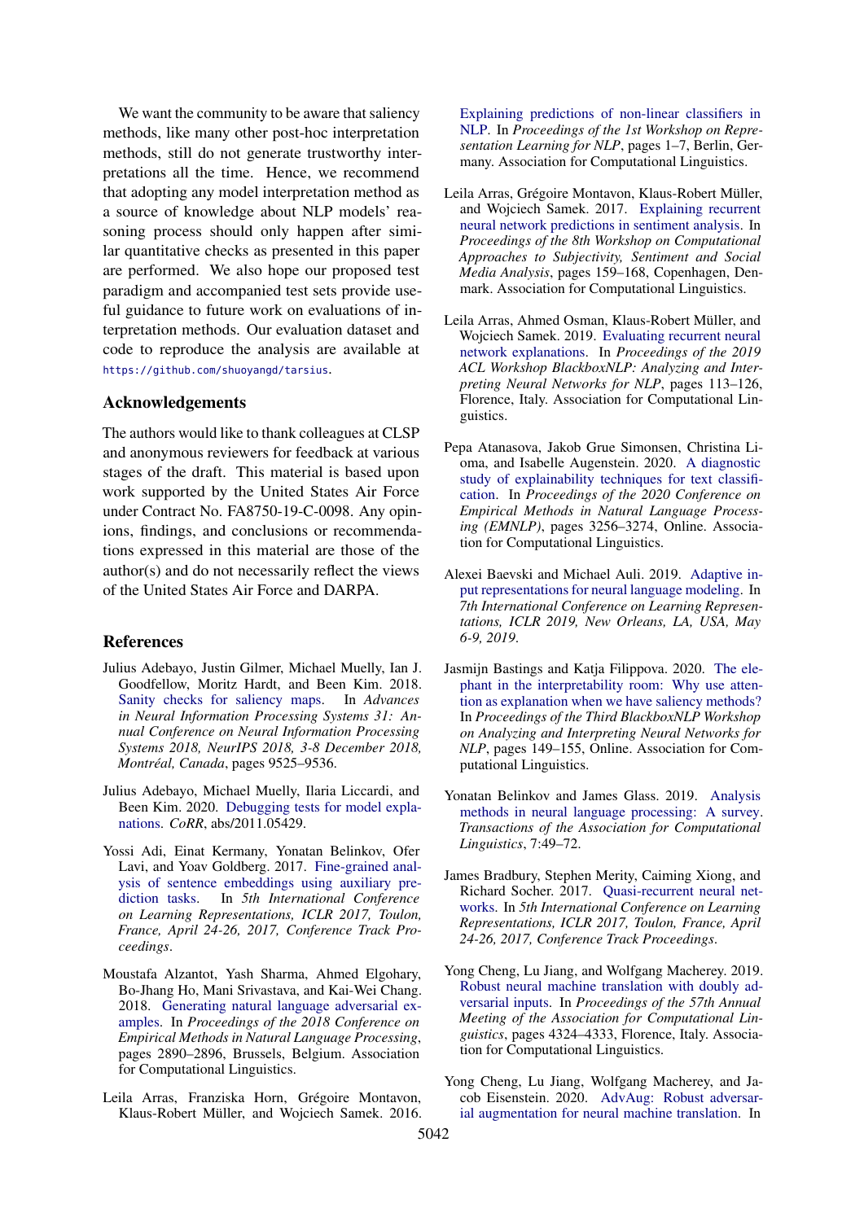We want the community to be aware that saliency methods, like many other post-hoc interpretation methods, still do not generate trustworthy interpretations all the time. Hence, we recommend that adopting any model interpretation method as a source of knowledge about NLP models' reasoning process should only happen after similar quantitative checks as presented in this paper are performed. We also hope our proposed test paradigm and accompanied test sets provide useful guidance to future work on evaluations of interpretation methods. Our evaluation dataset and code to reproduce the analysis are available at https://github.com/shuoyangd/tarsius.

## Acknowledgements

The authors would like to thank colleagues at CLSP and anonymous reviewers for feedback at various stages of the draft. This material is based upon work supported by the United States Air Force under Contract No. FA8750-19-C-0098. Any opinions, findings, and conclusions or recommendations expressed in this material are those of the author(s) and do not necessarily reflect the views of the United States Air Force and DARPA.

## References

Julius Adebayo, Justin Gilmer, Michael Muelly, Ian J. Goodfellow, Moritz Hardt, and Been Kim. 2018. Sanity checks for saliency maps. In *Advances in Neural Information Processing Systems 31: Annual Conference on Neural Information Processing Systems 2018, NeurIPS 2018, 3-8 December 2018, Montréal, Canada*, pages 9525–9536.

Julius Adebayo, Michael Muelly, Ilaria Liccardi, and Been Kim. 2020. Debugging tests for model explanations. *CoRR*, abs/2011.05429.

Yossi Adi, Einat Kermany, Yonatan Belinkov, Ofer Lavi, and Yoav Goldberg. 2017. Fine-grained analysis of sentence embeddings using auxiliary prediction tasks. In *5th International Conference on Learning Representations, ICLR 2017, Toulon, France, April 24-26, 2017, Conference Track Proceedings*.

Moustafa Alzantot, Yash Sharma, Ahmed Elgohary, Bo-Jhang Ho, Mani Srivastava, and Kai-Wei Chang. 2018. Generating natural language adversarial examples. In *Proceedings of the 2018 Conference on Empirical Methods in Natural Language Processing*, pages 2890–2896, Brussels, Belgium. Association for Computational Linguistics.

Leila Arras, Franziska Horn, Grégoire Montavon, Klaus-Robert Müller, and Wojciech Samek. 2016. Explaining predictions of non-linear classifiers in NLP. In *Proceedings of the 1st Workshop on Representation Learning for NLP*, pages 1–7, Berlin, Germany. Association for Computational Linguistics.

Leila Arras, Grégoire Montavon, Klaus-Robert Müller, and Wojciech Samek. 2017. Explaining recurrent neural network predictions in sentiment analysis. In *Proceedings of the 8th Workshop on Computational Approaches to Subjectivity, Sentiment and Social Media Analysis*, pages 159–168, Copenhagen, Denmark. Association for Computational Linguistics.

Leila Arras, Ahmed Osman, Klaus-Robert Müller, and Wojciech Samek. 2019. Evaluating recurrent neural network explanations. In *Proceedings of the 2019 ACL Workshop BlackboxNLP: Analyzing and Interpreting Neural Networks for NLP*, pages 113–126, Florence, Italy. Association for Computational Linguistics.

Pepa Atanasova, Jakob Grue Simonsen, Christina Lioma, and Isabelle Augenstein. 2020. A diagnostic study of explainability techniques for text classification. In *Proceedings of the 2020 Conference on Empirical Methods in Natural Language Processing (EMNLP)*, pages 3256–3274, Online. Association for Computational Linguistics.

Alexei Baevski and Michael Auli. 2019. Adaptive input representations for neural language modeling. In *7th International Conference on Learning Representations, ICLR 2019, New Orleans, LA, USA, May 6-9, 2019*.

Jasmijn Bastings and Katja Filippova. 2020. The elephant in the interpretability room: Why use attention as explanation when we have saliency methods? In *Proceedings of the Third BlackboxNLP Workshop on Analyzing and Interpreting Neural Networks for NLP*, pages 149–155, Online. Association for Computational Linguistics.

Yonatan Belinkov and James Glass. 2019. Analysis methods in neural language processing: A survey. *Transactions of the Association for Computational Linguistics*, 7:49–72.

James Bradbury, Stephen Merity, Caiming Xiong, and Richard Socher. 2017. Quasi-recurrent neural networks. In *5th International Conference on Learning Representations, ICLR 2017, Toulon, France, April 24-26, 2017, Conference Track Proceedings*.

Yong Cheng, Lu Jiang, and Wolfgang Macherey. 2019. Robust neural machine translation with doubly adversarial inputs. In *Proceedings of the 57th Annual Meeting of the Association for Computational Linguistics*, pages 4324–4333, Florence, Italy. Association for Computational Linguistics.

Yong Cheng, Lu Jiang, Wolfgang Macherey, and Jacob Eisenstein. 2020. AdvAug: Robust adversarial augmentation for neural machine translation. In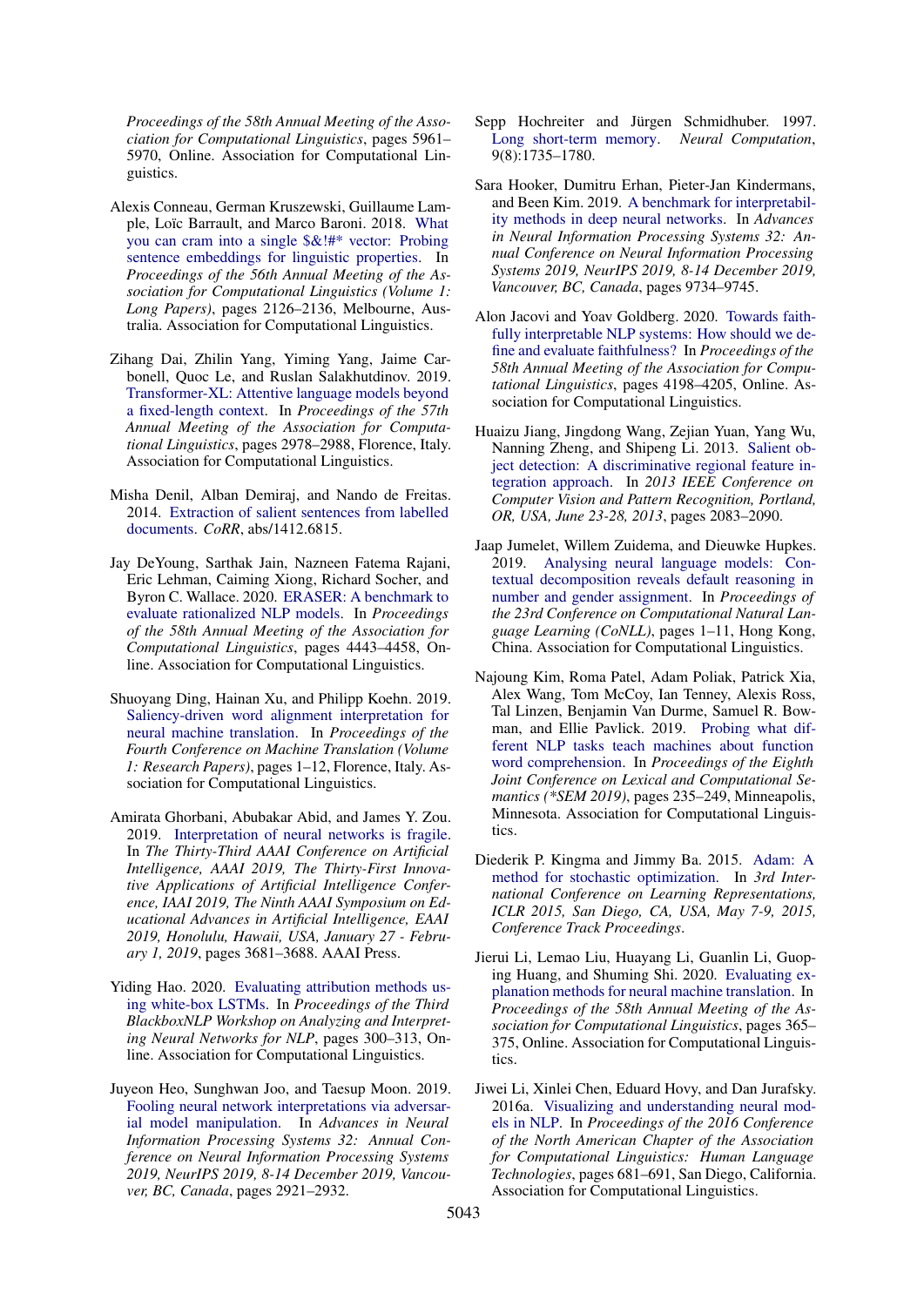*Proceedings of the 58th Annual Meeting of the Association for Computational Linguistics*, pages 5961–5970, Online. Association for Computational Linguistics.

Alexis Conneau, German Kruszewski, Guillaume Lample, Loïc Barrault, and Marco Baroni. 2018. What you can cram into a single $&!#* vector: Probing sentence embeddings for linguistic properties. In *Proceedings of the 56th Annual Meeting of the Association for Computational Linguistics (Volume 1: Long Papers)*, pages 2126–2136, Melbourne, Australia. Association for Computational Linguistics.

Zihang Dai, Zhilin Yang, Yiming Yang, Jaime Carbonell, Quoc Le, and Ruslan Salakhutdinov. 2019. Transformer-XL: Attentive language models beyond a fixed-length context. In *Proceedings of the 57th Annual Meeting of the Association for Computational Linguistics*, pages 2978–2988, Florence, Italy. Association for Computational Linguistics.

Misha Denil, Alban Demiraj, and Nando de Freitas. 2014. Extraction of salient sentences from labelled documents. *CoRR*, abs/1412.6815.

Jay DeYoung, Sarthak Jain, Nazneen Fatema Rajani, Eric Lehman, Caiming Xiong, Richard Socher, and Byron C. Wallace. 2020. ERASER: A benchmark to evaluate rationalized NLP models. In *Proceedings of the 58th Annual Meeting of the Association for Computational Linguistics*, pages 4443–4458, Online. Association for Computational Linguistics.

Shuoyang Ding, Hainan Xu, and Philipp Koehn. 2019. Saliency-driven word alignment interpretation for neural machine translation. In *Proceedings of the Fourth Conference on Machine Translation (Volume 1: Research Papers)*, pages 1–12, Florence, Italy. Association for Computational Linguistics.

Amirata Ghorbani, Abubakar Abid, and James Y. Zou. 2019. Interpretation of neural networks is fragile. In *The Thirty-Third AAAI Conference on Artificial Intelligence, AAAI 2019, The Thirty-First Innovative Applications of Artificial Intelligence Conference, IAAI 2019, The Ninth AAAI Symposium on Educational Advances in Artificial Intelligence, EAAI 2019, Honolulu, Hawaii, USA, January 27 - February 1, 2019*, pages 3681–3688. AAAI Press.

Yiding Hao. 2020. Evaluating attribution methods using white-box LSTMs. In *Proceedings of the Third BlackboxNLP Workshop on Analyzing and Interpreting Neural Networks for NLP*, pages 300–313, Online. Association for Computational Linguistics.

Juyeon Heo, Sunghwan Joo, and Taesup Moon. 2019. Fooling neural network interpretations via adversarial model manipulation. In *Advances in Neural Information Processing Systems 32: Annual Conference on Neural Information Processing Systems 2019, NeurIPS 2019, 8-14 December 2019, Vancouver, BC, Canada*, pages 2921–2932.

Sepp Hochreiter and Jürgen Schmidhuber. 1997. Long short-term memory. *Neural Computation*, 9(8):1735–1780.

Sara Hooker, Dumitru Erhan, Pieter-Jan Kindermans, and Been Kim. 2019. A benchmark for interpretability methods in deep neural networks. In *Advances in Neural Information Processing Systems 32: Annual Conference on Neural Information Processing Systems 2019, NeurIPS 2019, 8-14 December 2019, Vancouver, BC, Canada*, pages 9734–9745.

Alon Jacovi and Yoav Goldberg. 2020. Towards faithfully interpretable NLP systems: How should we define and evaluate faithfulness? In *Proceedings of the 58th Annual Meeting of the Association for Computational Linguistics*, pages 4198–4205, Online. Association for Computational Linguistics.

Huaizu Jiang, Jingdong Wang, Zejian Yuan, Yang Wu, Nanning Zheng, and Shipeng Li. 2013. Salient object detection: A discriminative regional feature integration approach. In *2013 IEEE Conference on Computer Vision and Pattern Recognition, Portland, OR, USA, June 23-28, 2013*, pages 2083–2090.

Jaap Jumelet, Willem Zuidema, and Dieuwke Hupkes. 2019. Analysing neural language models: Contextual decomposition reveals default reasoning in number and gender assignment. In *Proceedings of the 23rd Conference on Computational Natural Language Learning (CoNLL)*, pages 1–11, Hong Kong, China. Association for Computational Linguistics.

Najoung Kim, Roma Patel, Adam Poliak, Patrick Xia, Alex Wang, Tom McCoy, Ian Tenney, Alexis Ross, Tal Linzen, Benjamin Van Durme, Samuel R. Bowman, and Ellie Pavlick. 2019. Probing what different NLP tasks teach machines about function word comprehension. In *Proceedings of the Eighth Joint Conference on Lexical and Computational Semantics (*SEM 2019)*, pages 235–249, Minneapolis, Minnesota. Association for Computational Linguistics.

Diederik P. Kingma and Jimmy Ba. 2015. Adam: A method for stochastic optimization. In *3rd International Conference on Learning Representations, ICLR 2015, San Diego, CA, USA, May 7-9, 2015, Conference Track Proceedings*.

Jierui Li, Lemao Liu, Huayang Li, Guanlin Li, Guoping Huang, and Shuming Shi. 2020. Evaluating explanation methods for neural machine translation. In *Proceedings of the 58th Annual Meeting of the Association for Computational Linguistics*, pages 365–375, Online. Association for Computational Linguistics.

Jiwei Li, Xinlei Chen, Eduard Hovy, and Dan Jurafsky. 2016a. Visualizing and understanding neural models in NLP. In *Proceedings of the 2016 Conference of the North American Chapter of the Association for Computational Linguistics: Human Language Technologies*, pages 681–691, San Diego, California. Association for Computational Linguistics.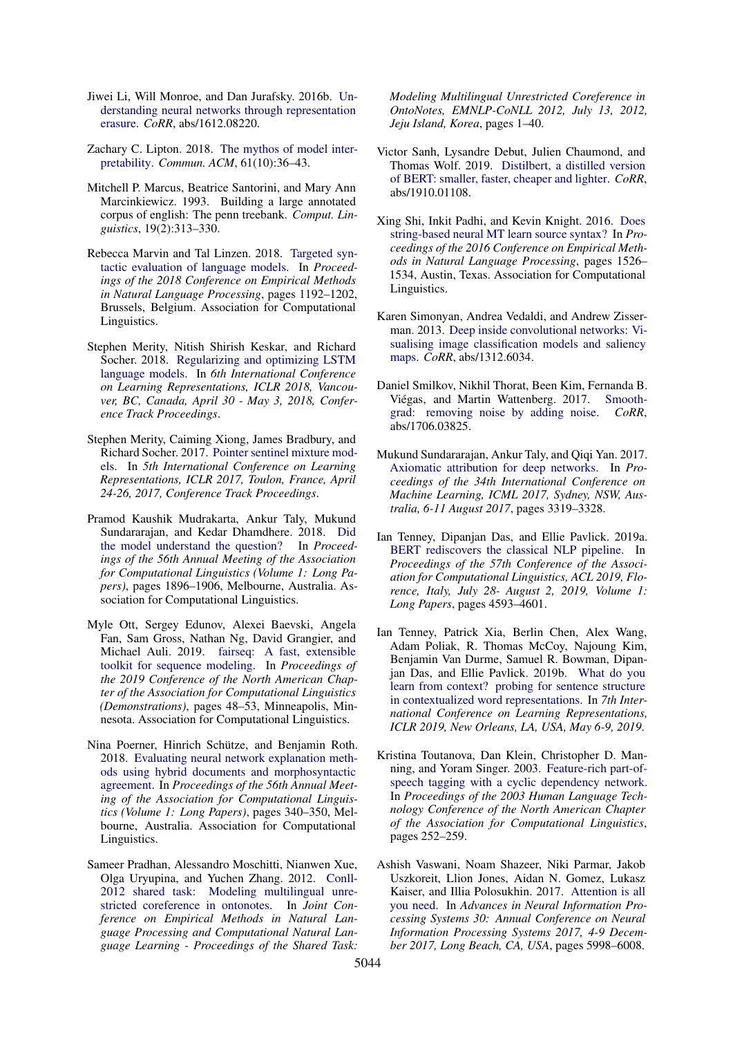Jiwei Li, Will Monroe, and Dan Jurafsky. 2016b. Understanding neural networks through representation erasure. *CoRR*, abs/1612.08220.

Zachary C. Lipton. 2018. The mythos of model interpretability. *Commun. ACM*, 61(10):36–43.

Mitchell P. Marcus, Beatrice Santorini, and Mary Ann Marcinkiewicz. 1993. Building a large annotated corpus of english: The penn treebank. *Comput. Linguistics*, 19(2):313–330.

Rebecca Marvin and Tal Linzen. 2018. Targeted syntactic evaluation of language models. In *Proceedings of the 2018 Conference on Empirical Methods in Natural Language Processing*, pages 1192–1202, Brussels, Belgium. Association for Computational Linguistics.

Stephen Merity, Nitish Shirish Keskar, and Richard Socher. 2018. Regularizing and optimizing LSTM language models. In *6th International Conference on Learning Representations, ICLR 2018, Vancouver, BC, Canada, April 30 - May 3, 2018, Conference Track Proceedings*.

Stephen Merity, Caiming Xiong, James Bradbury, and Richard Socher. 2017. Pointer sentinel mixture models. In *5th International Conference on Learning Representations, ICLR 2017, Toulon, France, April 24-26, 2017, Conference Track Proceedings*.

Pramod Kaushik Mudrakarta, Ankur Taly, Mukund Sundararajan, and Kedar Dhamdhere. 2018. Did the model understand the question? In *Proceedings of the 56th Annual Meeting of the Association for Computational Linguistics (Volume 1: Long Papers)*, pages 1896–1906, Melbourne, Australia. Association for Computational Linguistics.

Myle Ott, Sergey Edunov, Alexei Baevski, Angela Fan, Sam Gross, Nathan Ng, David Grangier, and Michael Auli. 2019. fairseq: A fast, extensible toolkit for sequence modeling. In *Proceedings of the 2019 Conference of the North American Chapter of the Association for Computational Linguistics (Demonstrations)*, pages 48–53, Minneapolis, Minnesota. Association for Computational Linguistics.

Nina Poerner, Hinrich Schütze, and Benjamin Roth. 2018. Evaluating neural network explanation methods using hybrid documents and morphosyntactic agreement. In *Proceedings of the 56th Annual Meeting of the Association for Computational Linguistics (Volume 1: Long Papers)*, pages 340–350, Melbourne, Australia. Association for Computational Linguistics.

Sameer Pradhan, Alessandro Moschitti, Nianwen Xue, Olga Uryupina, and Yuchen Zhang. 2012. Conll-2012 shared task: Modeling multilingual unrestricted coreference in ontonotes. In *Joint Conference on Empirical Methods in Natural Language Processing and Computational Natural Language Learning - Proceedings of the Shared Task: Modeling Multilingual Unrestricted Coreference in OntoNotes, EMNLP-CoNLL 2012, July 13, 2012, Jeju Island, Korea*, pages 1–40.

Victor Sanh, Lysandre Debut, Julien Chaumond, and Thomas Wolf. 2019. Distilbert, a distilled version of BERT: smaller, faster, cheaper and lighter. *CoRR*, abs/1910.01108.

Xing Shi, Inkit Padhi, and Kevin Knight. 2016. Does string-based neural MT learn source syntax? In *Proceedings of the 2016 Conference on Empirical Methods in Natural Language Processing*, pages 1526–1534, Austin, Texas. Association for Computational Linguistics.

Karen Simonyan, Andrea Vedaldi, and Andrew Zisserman. 2013. Deep inside convolutional networks: Visualising image classification models and saliency maps. *CoRR*, abs/1312.6034.

Daniel Smilkov, Nikhil Thorat, Been Kim, Fernanda B. Viégas, and Martin Wattenberg. 2017. Smoothgrad: removing noise by adding noise. *CoRR*, abs/1706.03825.

Mukund Sundararajan, Ankur Taly, and Qiqi Yan. 2017. Axiomatic attribution for deep networks. In *Proceedings of the 34th International Conference on Machine Learning, ICML 2017, Sydney, NSW, Australia, 6-11 August 2017*, pages 3319–3328.

Ian Tenney, Dipanjan Das, and Ellie Pavlick. 2019a. BERT rediscovers the classical NLP pipeline. In *Proceedings of the 57th Conference of the Association for Computational Linguistics, ACL 2019, Florence, Italy, July 28- August 2, 2019, Volume 1: Long Papers*, pages 4593–4601.

Ian Tenney, Patrick Xia, Berlin Chen, Alex Wang, Adam Poliak, R. Thomas McCoy, Najoung Kim, Benjamin Van Durme, Samuel R. Bowman, Dipanjan Das, and Ellie Pavlick. 2019b. What do you learn from context? probing for sentence structure in contextualized word representations. In *7th International Conference on Learning Representations, ICLR 2019, New Orleans, LA, USA, May 6-9, 2019*.

Kristina Toutanova, Dan Klein, Christopher D. Manning, and Yoram Singer. 2003. Feature-rich part-of-speech tagging with a cyclic dependency network. In *Proceedings of the 2003 Human Language Technology Conference of the North American Chapter of the Association for Computational Linguistics*, pages 252–259.

Ashish Vaswani, Noam Shazeer, Niki Parmar, Jakob Uszkoreit, Llion Jones, Aidan N. Gomez, Lukasz Kaiser, and Illia Polosukhin. 2017. Attention is all you need. In *Advances in Neural Information Processing Systems 30: Annual Conference on Neural Information Processing Systems 2017, 4-9 December 2017, Long Beach, CA, USA*, pages 5998–6008.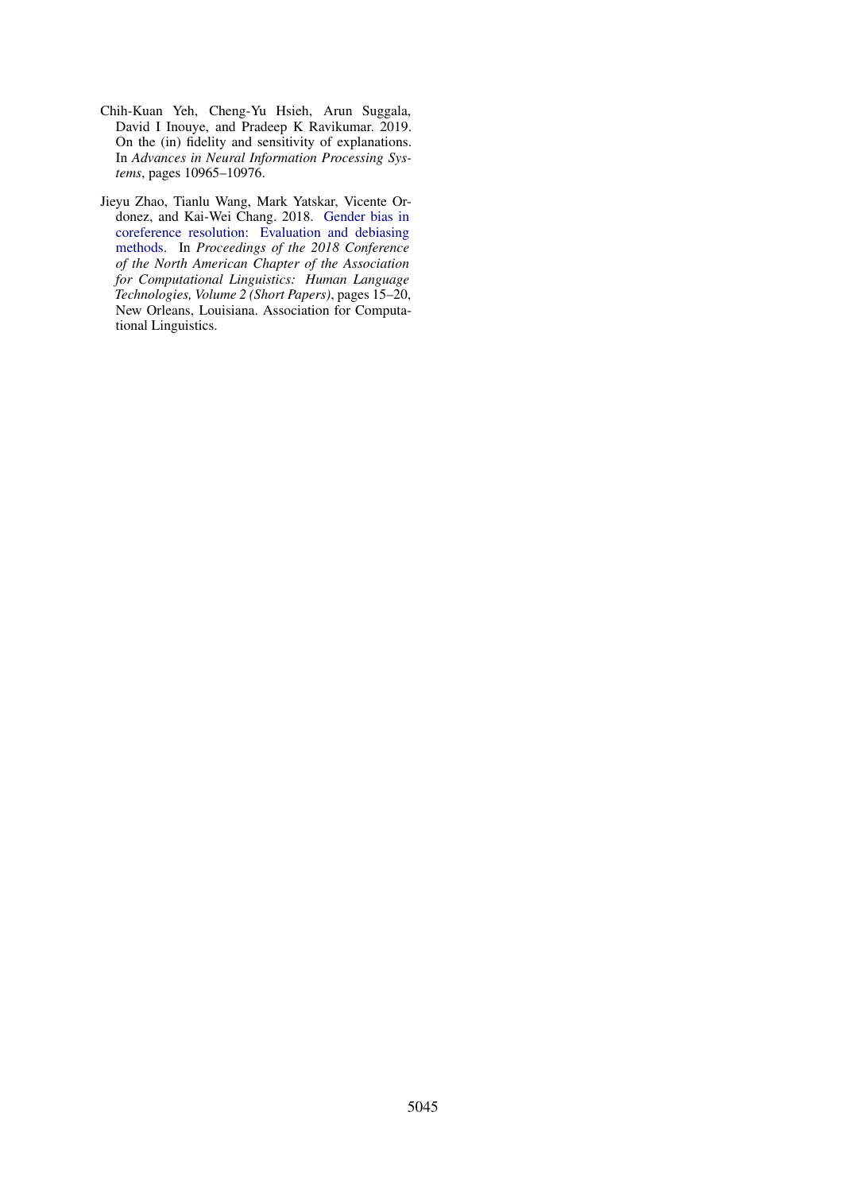Chih-Kuan Yeh, Cheng-Yu Hsieh, Arun Suggala, David I Inouye, and Pradeep K Ravikumar. 2019. On the (in) fidelity and sensitivity of explanations. In *Advances in Neural Information Processing Systems*, pages 10965–10976.

Jieyu Zhao, Tianlu Wang, Mark Yatskar, Vicente Ordonez, and Kai-Wei Chang. 2018. Gender bias in coreference resolution: Evaluation and debiasing methods. In *Proceedings of the 2018 Conference of the North American Chapter of the Association for Computational Linguistics: Human Language Technologies, Volume 2 (Short Papers)*, pages 15–20, New Orleans, Louisiana. Association for Computational Linguistics.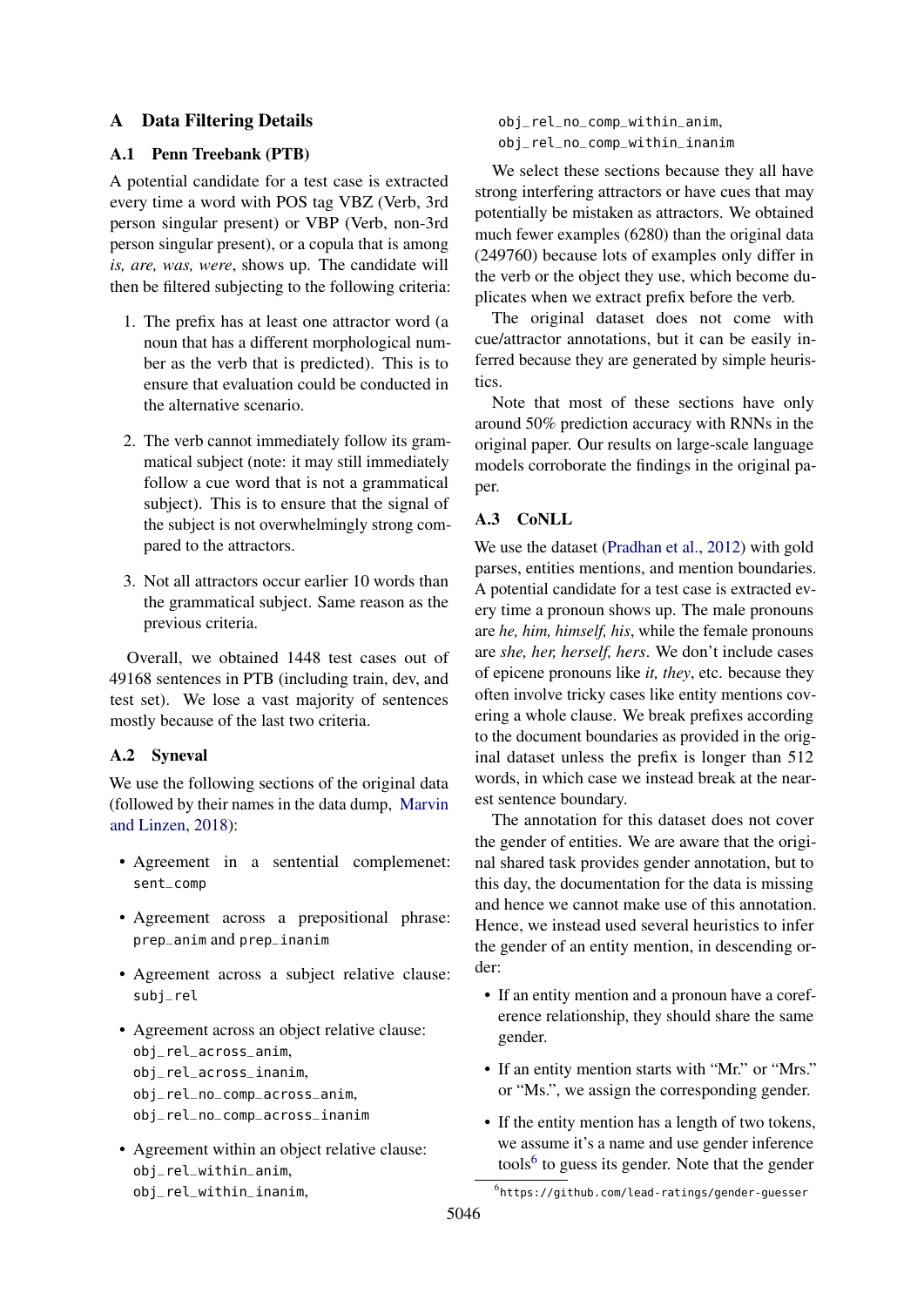# A Data Filtering Details

## A.1 Penn Treebank (PTB)

A potential candidate for a test case is extracted every time a word with POS tag VBZ (Verb, 3rd person singular present) or VBP (Verb, non-3rd person singular present), or a copula that is among *is, are, was, were*, shows up. The candidate will then be filtered subjecting to the following criteria:

1. The prefix has at least one attractor word (a noun that has a different morphological number as the verb that is predicted). This is to ensure that evaluation could be conducted in the alternative scenario.

2. The verb cannot immediately follow its grammatical subject (note: it may still immediately follow a cue word that is not a grammatical subject). This is to ensure that the signal of the subject is not overwhelmingly strong compared to the attractors.

3. Not all attractors occur earlier 10 words than the grammatical subject. Same reason as the previous criteria.

Overall, we obtained 1448 test cases out of 49168 sentences in PTB (including train, dev, and test set). We lose a vast majority of sentences mostly because of the last two criteria.

## A.2 Syneval

We use the following sections of the original data (followed by their names in the data dump, Marvin and Linzen, 2018):

- Agreement in a sentential complemenet: `sent_comp`
- Agreement across a prepositional phrase: `prep_anim` and `prep_inanim`
- Agreement across a subject relative clause: `subj_rel`
- Agreement across an object relative clause: `obj_rel_across_anim`, `obj_rel_across_inanim`, `obj_rel_no_comp_across_anim`, `obj_rel_no_comp_across_inanim`
- Agreement within an object relative clause: `obj_rel_within_anim`, `obj_rel_within_inanim`, `obj_rel_no_comp_within_anim`, `obj_rel_no_comp_within_inanim`

We select these sections because they all have strong interfering attractors or have cues that may potentially be mistaken as attractors. We obtained much fewer examples (6280) than the original data (249760) because lots of examples only differ in the verb or the object they use, which become duplicates when we extract prefix before the verb.

The original dataset does not come with cue/attractor annotations, but it can be easily inferred because they are generated by simple heuristics.

Note that most of these sections have only around 50% prediction accuracy with RNNs in the original paper. Our results on large-scale language models corroborate the findings in the original paper.

## A.3 CoNLL

We use the dataset (Pradhan et al., 2012) with gold parses, entities mentions, and mention boundaries. A potential candidate for a test case is extracted every time a pronoun shows up. The male pronouns are *he, him, himself, his*, while the female pronouns are *she, her, herself, hers*. We don't include cases of epicene pronouns like *it, they*, etc. because they often involve tricky cases like entity mentions covering a whole clause. We break prefixes according to the document boundaries as provided in the original dataset unless the prefix is longer than 512 words, in which case we instead break at the nearest sentence boundary.

The annotation for this dataset does not cover the gender of entities. We are aware that the original shared task provides gender annotation, but to this day, the documentation for the data is missing and hence we cannot make use of this annotation. Hence, we instead used several heuristics to infer the gender of an entity mention, in descending order:

- If an entity mention and a pronoun have a coreference relationship, they should share the same gender.
- If an entity mention starts with "Mr." or "Mrs." or "Ms.", we assign the corresponding gender.
- If the entity mention has a length of two tokens, we assume it's a name and use gender inference tools[6] to guess its gender. Note that the gender

[6] https://github.com/lead-ratings/gender-guesser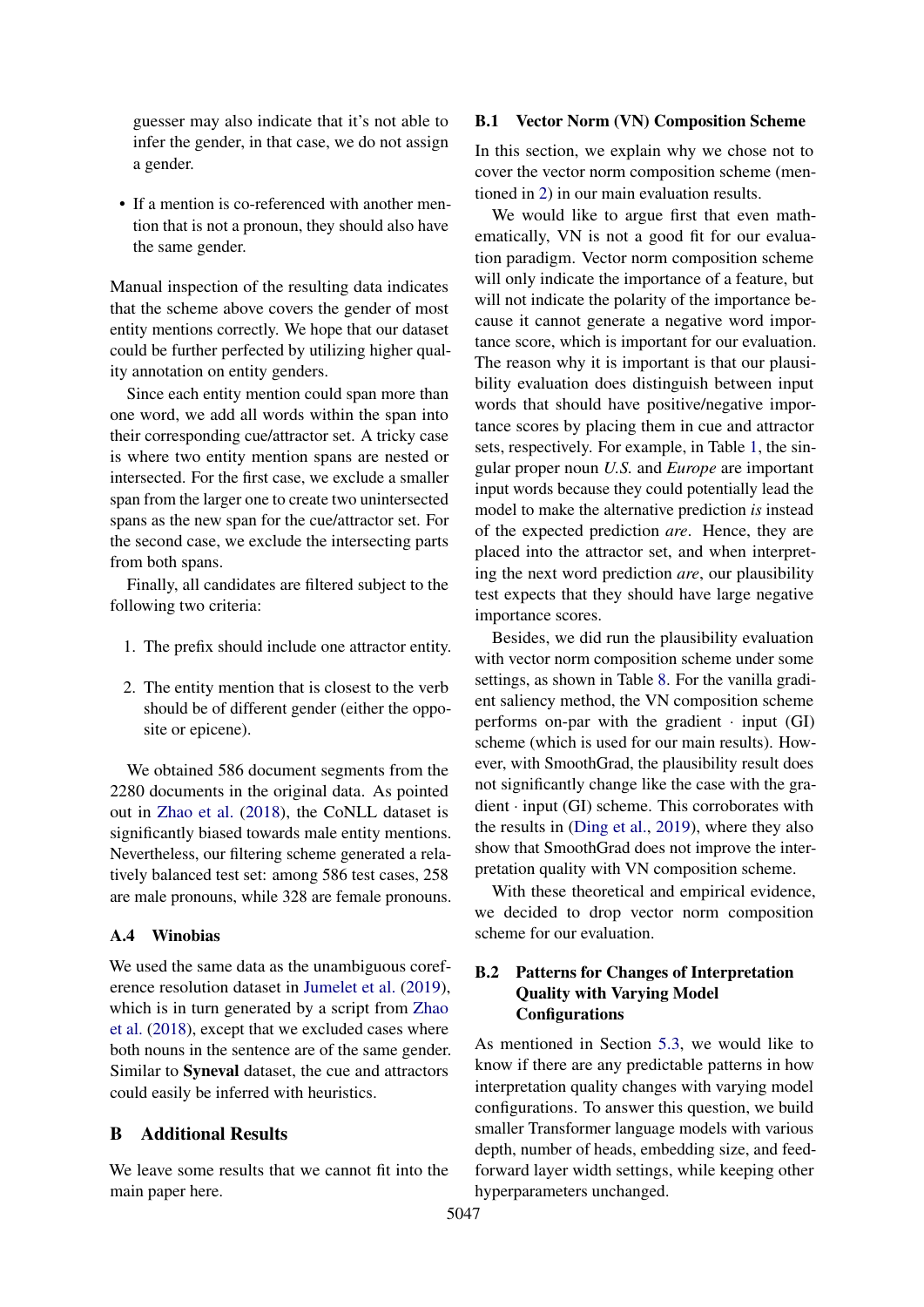guesser may also indicate that it's not able to infer the gender, in that case, we do not assign a gender.

- If a mention is co-referenced with another mention that is not a pronoun, they should also have the same gender.

Manual inspection of the resulting data indicates that the scheme above covers the gender of most entity mentions correctly. We hope that our dataset could be further perfected by utilizing higher quality annotation on entity genders.

Since each entity mention could span more than one word, we add all words within the span into their corresponding cue/attractor set. A tricky case is where two entity mention spans are nested or intersected. For the first case, we exclude a smaller span from the larger one to create two unintersected spans as the new span for the cue/attractor set. For the second case, we exclude the intersecting parts from both spans.

Finally, all candidates are filtered subject to the following two criteria:

1. The prefix should include one attractor entity.

2. The entity mention that is closest to the verb should be of different gender (either the opposite or epicene).

We obtained 586 document segments from the 2280 documents in the original data. As pointed out in Zhao et al. (2018), the CoNLL dataset is significantly biased towards male entity mentions. Nevertheless, our filtering scheme generated a relatively balanced test set: among 586 test cases, 258 are male pronouns, while 328 are female pronouns.

### A.4 Winobias

We used the same data as the unambiguous coreference resolution dataset in Jumelet et al. (2019), which is in turn generated by a script from Zhao et al. (2018), except that we excluded cases where both nouns in the sentence are of the same gender. Similar to **Syneval** dataset, the cue and attractors could easily be inferred with heuristics.

## B Additional Results

We leave some results that we cannot fit into the main paper here.

### B.1 Vector Norm (VN) Composition Scheme

In this section, we explain why we chose not to cover the vector norm composition scheme (mentioned in 2) in our main evaluation results.

We would like to argue first that even mathematically, VN is not a good fit for our evaluation paradigm. Vector norm composition scheme will only indicate the importance of a feature, but will not indicate the polarity of the importance because it cannot generate a negative word importance score, which is important for our evaluation. The reason why it is important is that our plausibility evaluation does distinguish between input words that should have positive/negative importance scores by placing them in cue and attractor sets, respectively. For example, in Table 1, the singular proper noun *U.S.* and *Europe* are important input words because they could potentially lead the model to make the alternative prediction *is* instead of the expected prediction *are*. Hence, they are placed into the attractor set, and when interpreting the next word prediction *are*, our plausibility test expects that they should have large negative importance scores.

Besides, we did run the plausibility evaluation with vector norm composition scheme under some settings, as shown in Table 8. For the vanilla gradient saliency method, the VN composition scheme performs on-par with the gradient · input (GI) scheme (which is used for our main results). However, with SmoothGrad, the plausibility result does not significantly change like the case with the gradient · input (GI) scheme. This corroborates with the results in (Ding et al., 2019), where they also show that SmoothGrad does not improve the interpretation quality with VN composition scheme.

With these theoretical and empirical evidence, we decided to drop vector norm composition scheme for our evaluation.

### B.2 Patterns for Changes of Interpretation Quality with Varying Model Configurations

As mentioned in Section 5.3, we would like to know if there are any predictable patterns in how interpretation quality changes with varying model configurations. To answer this question, we build smaller Transformer language models with various depth, number of heads, embedding size, and feed-forward layer width settings, while keeping other hyperparameters unchanged.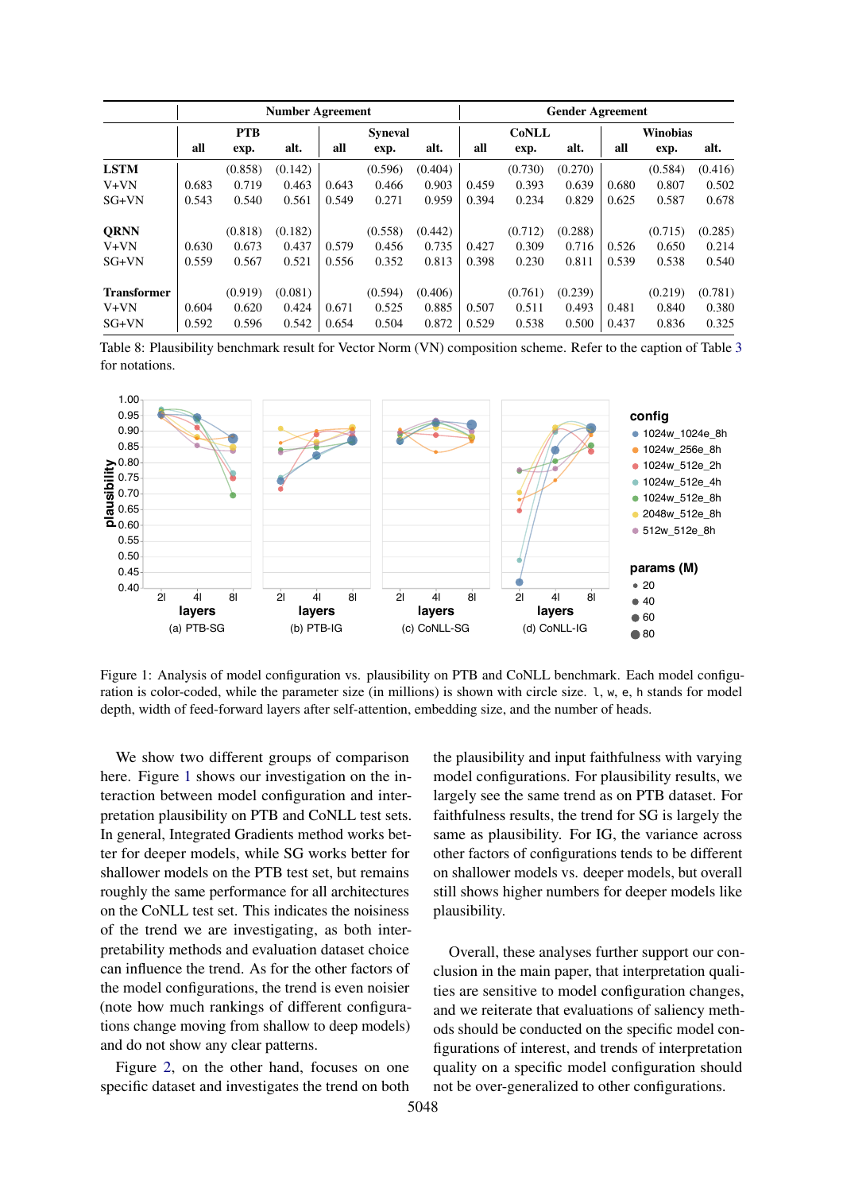| | Number Agreement | | | | | | Gender Agreement | | | | | |
|---|---|---|---|---|---|---|---|---|---|---|---|---|
| | PTB | | | Syneval | | | CoNLL | | | Winobias | | |
| | all | exp. | alt. | all | exp. | alt. | all | exp. | alt. | all | exp. | alt. |
| **LSTM** | | (0.858) | (0.142) | | (0.596) | (0.404) | | (0.730) | (0.270) | | (0.584) | (0.416) |
| V+VN | 0.683 | 0.719 | 0.463 | 0.643 | 0.466 | 0.903 | 0.459 | 0.393 | 0.639 | 0.680 | 0.807 | 0.502 |
| SG+VN | 0.543 | 0.540 | 0.561 | 0.549 | 0.271 | 0.959 | 0.394 | 0.234 | 0.829 | 0.625 | 0.587 | 0.678 |
| **QRNN** | | (0.818) | (0.182) | | (0.558) | (0.442) | | (0.712) | (0.288) | | (0.715) | (0.285) |
| V+VN | 0.630 | 0.673 | 0.437 | 0.579 | 0.456 | 0.735 | 0.427 | 0.309 | 0.716 | 0.526 | 0.650 | 0.214 |
| SG+VN | 0.559 | 0.567 | 0.521 | 0.556 | 0.352 | 0.813 | 0.398 | 0.230 | 0.811 | 0.539 | 0.538 | 0.540 |
| **Transformer** | | (0.919) | (0.081) | | (0.594) | (0.406) | | (0.761) | (0.239) | | (0.219) | (0.781) |
| V+VN | 0.604 | 0.620 | 0.424 | 0.671 | 0.525 | 0.885 | 0.507 | 0.511 | 0.493 | 0.481 | 0.840 | 0.380 |
| SG+VN | 0.592 | 0.596 | 0.542 | 0.654 | 0.504 | 0.872 | 0.529 | 0.538 | 0.500 | 0.437 | 0.836 | 0.325 |

Table 8: Plausibility benchmark result for Vector Norm (VN) composition scheme. Refer to the caption of Table 3 for notations.

Figure 1: Analysis of model configuration vs. plausibility on PTB and CoNLL benchmark. Each model configuration is color-coded, while the parameter size (in millions) is shown with circle size. l, w, e, h stands for model depth, width of feed-forward layers after self-attention, embedding size, and the number of heads.

We show two different groups of comparison here. Figure 1 shows our investigation on the interaction between model configuration and interpretation plausibility on PTB and CoNLL test sets. In general, Integrated Gradients method works better for deeper models, while SG works better for shallower models on the PTB test set, but remains roughly the same performance for all architectures on the CoNLL test set. This indicates the noisiness of the trend we are investigating, as both interpretability methods and evaluation dataset choice can influence the trend. As for the other factors of the model configurations, the trend is even noisier (note how much rankings of different configurations change moving from shallow to deep models) and do not show any clear patterns.

Figure 2, on the other hand, focuses on one specific dataset and investigates the trend on both the plausibility and input faithfulness with varying model configurations. For plausibility results, we largely see the same trend as on PTB dataset. For faithfulness results, the trend for SG is largely the same as plausibility. For IG, the variance across other factors of configurations tends to be different on shallower models vs. deeper models, but overall still shows higher numbers for deeper models like plausibility.

Overall, these analyses further support our conclusion in the main paper, that interpretation qualities are sensitive to model configuration changes, and we reiterate that evaluations of saliency methods should be conducted on the specific model configurations of interest, and trends of interpretation quality on a specific model configuration should not be over-generalized to other configurations.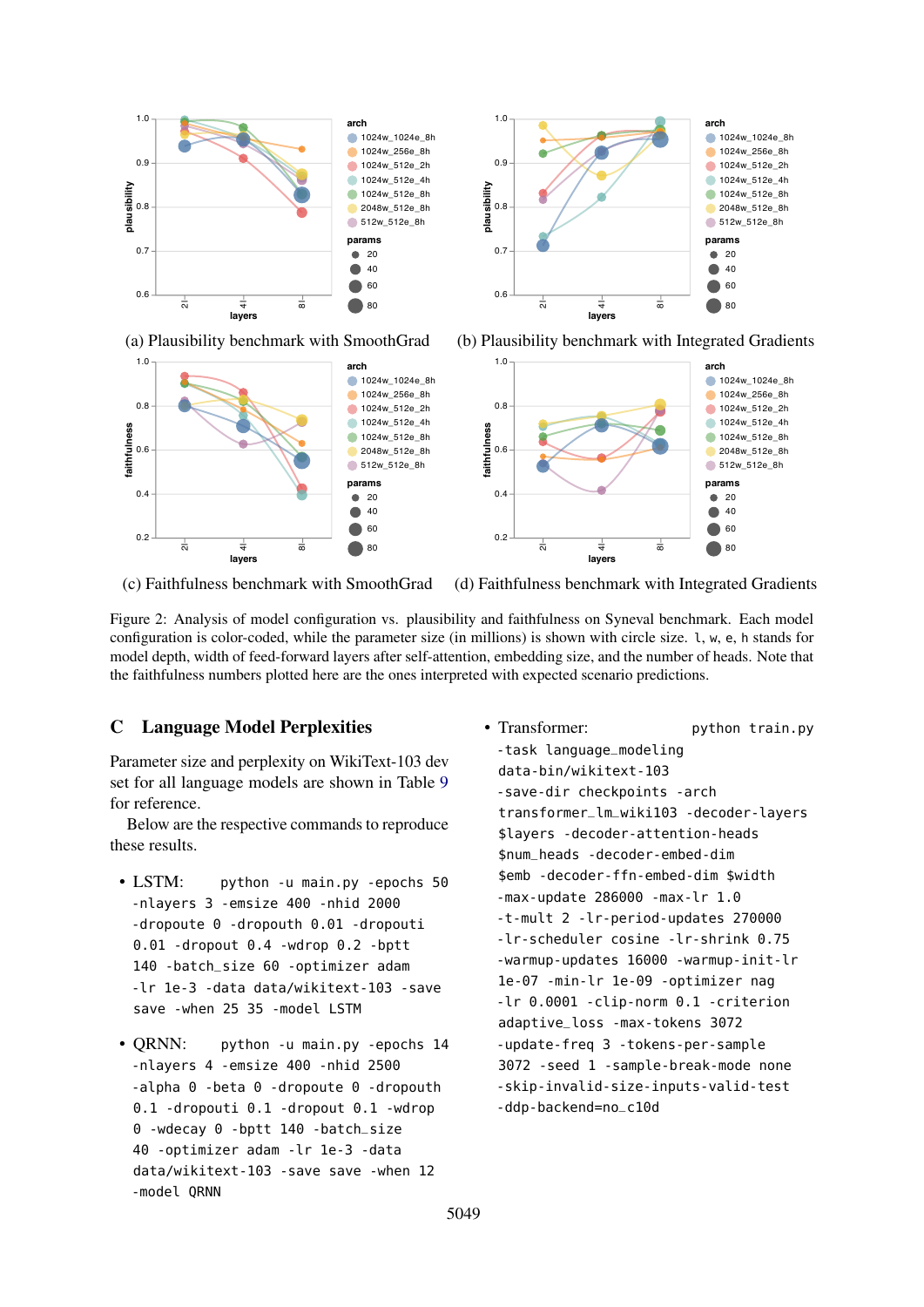(a) Plausibility benchmark with SmoothGrad

(b) Plausibility benchmark with Integrated Gradients

(c) Faithfulness benchmark with SmoothGrad

(d) Faithfulness benchmark with Integrated Gradients

Figure 2: Analysis of model configuration vs. plausibility and faithfulness on Syneval benchmark. Each model configuration is color-coded, while the parameter size (in millions) is shown with circle size. l, w, e, h stands for model depth, width of feed-forward layers after self-attention, embedding size, and the number of heads. Note that the faithfulness numbers plotted here are the ones interpreted with expected scenario predictions.

## C Language Model Perplexities

Parameter size and perplexity on WikiText-103 dev set for all language models are shown in Table 9 for reference.

Below are the respective commands to reproduce these results.

- LSTM:

```
python -u main.py -epochs 50 -nlayers 3 -emsize 400 -nhid 2000 -dropoute 0 -dropouth 0.01 -dropouti 0.01 -dropout 0.4 -wdrop 0.2 -bptt 140 -batch_size 60 -optimizer adam -lr 1e-3 -data data/wikitext-103 -save save -when 25 35 -model LSTM
```

- QRNN:

```
python -u main.py -epochs 14 -nlayers 4 -emsize 400 -nhid 2500 -alpha 0 -beta 0 -dropoute 0 -dropouth 0.1 -dropouti 0.1 -dropout 0.1 -wdrop 0 -wdecay 0 -bptt 140 -batch_size 40 -optimizer adam -lr 1e-3 -data data/wikitext-103 -save save -when 12 -model QRNN
```

- Transformer:

```
python train.py -task language_modeling data-bin/wikitext-103 -save-dir checkpoints -arch transformer_lm_wiki103 -decoder-layers $layers -decoder-attention-heads $num_heads -decoder-embed-dim $emb -decoder-ffn-embed-dim $width -max-update 286000 -max-lr 1.0 -t-mult 2 -lr-period-updates 270000 -lr-scheduler cosine -lr-shrink 0.75 -warmup-updates 16000 -warmup-init-lr 1e-07 -min-lr 1e-09 -optimizer nag -lr 0.0001 -clip-norm 0.1 -criterion adaptive_loss -max-tokens 3072 -update-freq 3 -tokens-per-sample 3072 -seed 1 -sample-break-mode none -skip-invalid-size-inputs-valid-test -ddp-backend=no_c10d
```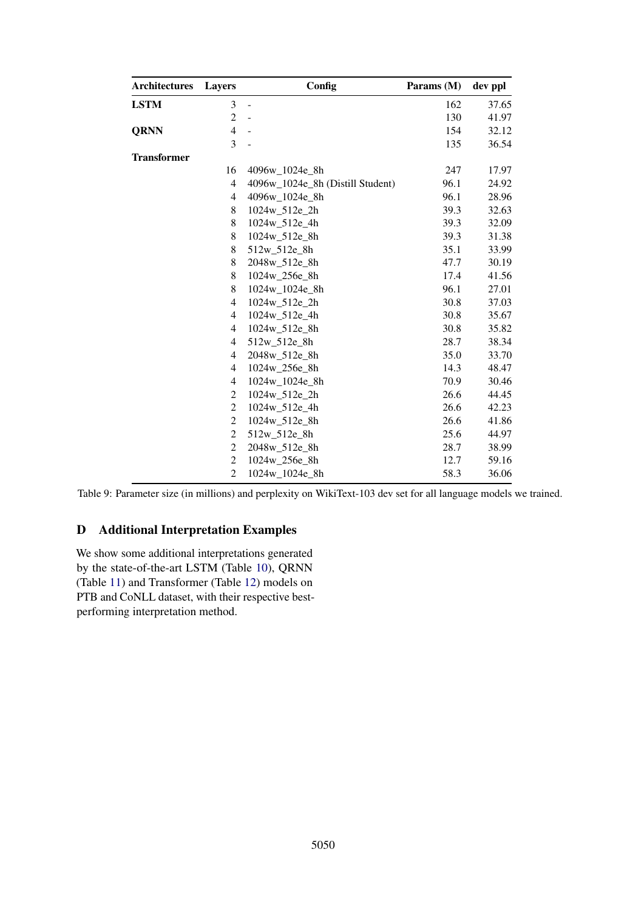| Architectures | Layers | Config | Params (M) | dev ppl |
|---|---|---|---|---|
| **LSTM** | 3 | - | 162 | 37.65 |
| | 2 | - | 130 | 41.97 |
| **QRNN** | 4 | - | 154 | 32.12 |
| | 3 | - | 135 | 36.54 |
| **Transformer** | | | | |
| | 16 | 4096w_1024e_8h | 247 | 17.97 |
| | 4 | 4096w_1024e_8h (Distill Student) | 96.1 | 24.92 |
| | 4 | 4096w_1024e_8h | 96.1 | 28.96 |
| | 8 | 1024w_512e_2h | 39.3 | 32.63 |
| | 8 | 1024w_512e_4h | 39.3 | 32.09 |
| | 8 | 1024w_512e_8h | 39.3 | 31.38 |
| | 8 | 512w_512e_8h | 35.1 | 33.99 |
| | 8 | 2048w_512e_8h | 47.7 | 30.19 |
| | 8 | 1024w_256e_8h | 17.4 | 41.56 |
| | 8 | 1024w_1024e_8h | 96.1 | 27.01 |
| | 4 | 1024w_512e_2h | 30.8 | 37.03 |
| | 4 | 1024w_512e_4h | 30.8 | 35.67 |
| | 4 | 1024w_512e_8h | 30.8 | 35.82 |
| | 4 | 512w_512e_8h | 28.7 | 38.34 |
| | 4 | 2048w_512e_8h | 35.0 | 33.70 |
| | 4 | 1024w_256e_8h | 14.3 | 48.47 |
| | 4 | 1024w_1024e_8h | 70.9 | 30.46 |
| | 2 | 1024w_512e_2h | 26.6 | 44.45 |
| | 2 | 1024w_512e_4h | 26.6 | 42.23 |
| | 2 | 1024w_512e_8h | 26.6 | 41.86 |
| | 2 | 512w_512e_8h | 25.6 | 44.97 |
| | 2 | 2048w_512e_8h | 28.7 | 38.99 |
| | 2 | 1024w_256e_8h | 12.7 | 59.16 |
| | 2 | 1024w_1024e_8h | 58.3 | 36.06 |

Table 9: Parameter size (in millions) and perplexity on WikiText-103 dev set for all language models we trained.

## D Additional Interpretation Examples

We show some additional interpretations generated by the state-of-the-art LSTM (Table 10), QRNN (Table 11) and Transformer (Table 12) models on PTB and CoNLL dataset, with their respective best-performing interpretation method.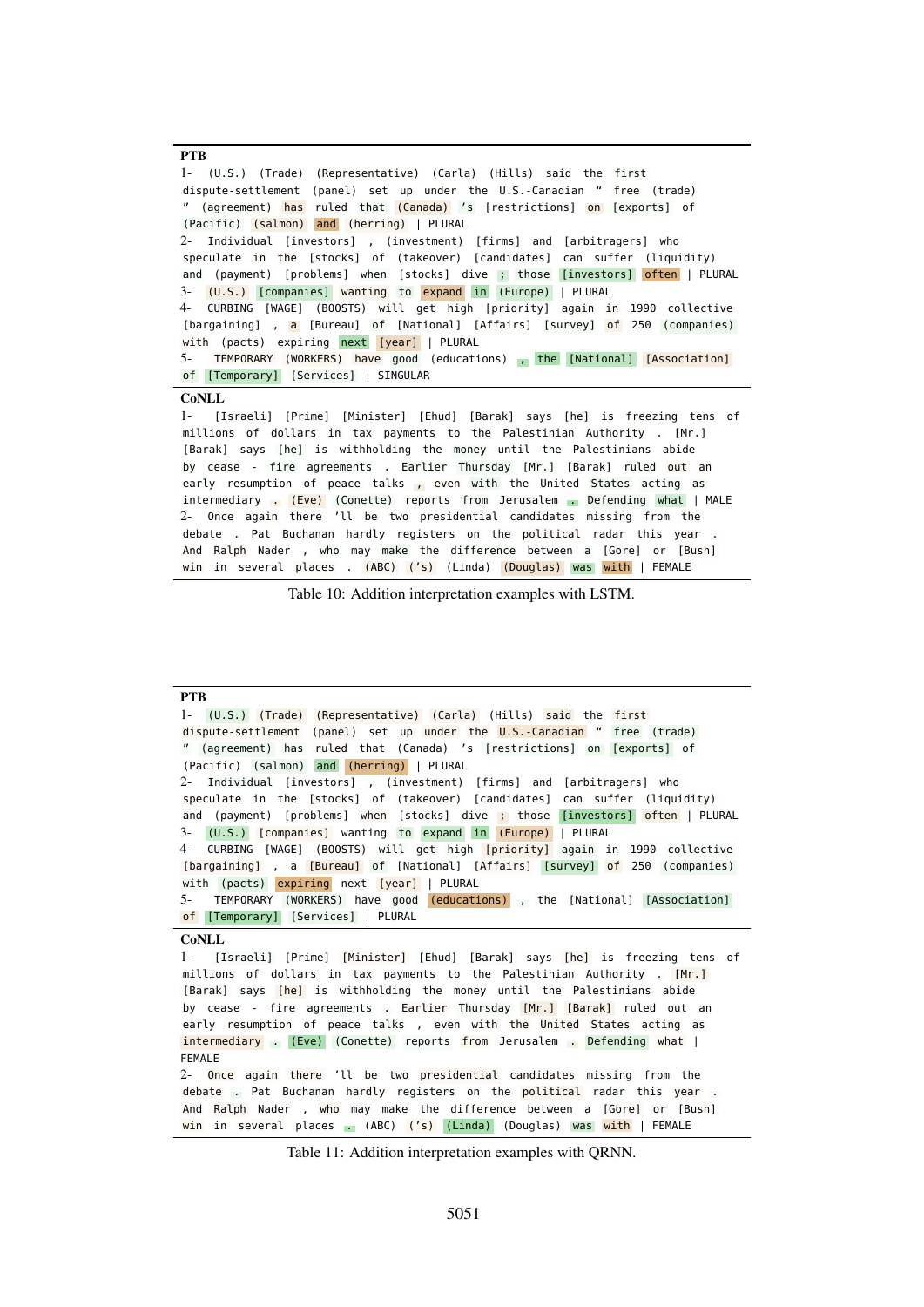**PTB**

1- (U.S.) (Trade) (Representative) (Carla) (Hills) said the first dispute-settlement (panel) set up under the U.S.-Canadian “ free (trade) ” (agreement) has ruled that (Canada) ’s [restrictions] on [exports] of (Pacific) (salmon) and (herring) | PLURAL

2- Individual [investors] , (investment) [firms] and [arbitragers] who speculate in the [stocks] of (takeover) [candidates] can suffer (liquidity) and (payment) [problems] when [stocks] dive ; those [investors] often | PLURAL

3- (U.S.) [companies] wanting to expand in (Europe) | PLURAL

4- CURBING [WAGE] (BOOSTS) will get high [priority] again in 1990 collective [bargaining] , a [Bureau] of [National] [Affairs] [survey] of 250 (companies) with (pacts) expiring next [year] | PLURAL

5- TEMPORARY (WORKERS) have good (educations) , the [National] [Association] of [Temporary] [Services] | SINGULAR

**CoNLL**

1- [Israeli] [Prime] [Minister] [Ehud] [Barak] says [he] is freezing tens of millions of dollars in tax payments to the Palestinian Authority . [Mr.] [Barak] says [he] is withholding the money until the Palestinians abide by cease - fire agreements . Earlier Thursday [Mr.] [Barak] ruled out an early resumption of peace talks , even with the United States acting as intermediary . (Eve) (Conette) reports from Jerusalem . Defending what | MALE

2- Once again there ’ll be two presidential candidates missing from the debate . Pat Buchanan hardly registers on the political radar this year . And Ralph Nader , who may make the difference between a [Gore] or [Bush] win in several places . (ABC) (’s) (Linda) (Douglas) was with | FEMALE

Table 10: Addition interpretation examples with LSTM.

**PTB**

1- (U.S.) (Trade) (Representative) (Carla) (Hills) said the first dispute-settlement (panel) set up under the U.S.-Canadian “ free (trade) ” (agreement) has ruled that (Canada) ’s [restrictions] on [exports] of (Pacific) (salmon) and (herring) | PLURAL

2- Individual [investors] , (investment) [firms] and [arbitragers] who speculate in the [stocks] of (takeover) [candidates] can suffer (liquidity) and (payment) [problems] when [stocks] dive ; those [investors] often | PLURAL

3- (U.S.) [companies] wanting to expand in (Europe) | PLURAL

4- CURBING [WAGE] (BOOSTS) will get high [priority] again in 1990 collective [bargaining] , a [Bureau] of [National] [Affairs] [survey] of 250 (companies) with (pacts) expiring next [year] | PLURAL

5- TEMPORARY (WORKERS) have good (educations) , the [National] [Association] of [Temporary] [Services] | PLURAL

**CoNLL**

1- [Israeli] [Prime] [Minister] [Ehud] [Barak] says [he] is freezing tens of millions of dollars in tax payments to the Palestinian Authority . [Mr.] [Barak] says [he] is withholding the money until the Palestinians abide by cease - fire agreements . Earlier Thursday [Mr.] [Barak] ruled out an early resumption of peace talks , even with the United States acting as intermediary . (Eve) (Conette) reports from Jerusalem . Defending what | FEMALE

2- Once again there ’ll be two presidential candidates missing from the debate . Pat Buchanan hardly registers on the political radar this year . And Ralph Nader , who may make the difference between a [Gore] or [Bush] win in several places . (ABC) (’s) (Linda) (Douglas) was with | FEMALE

Table 11: Addition interpretation examples with QRNN.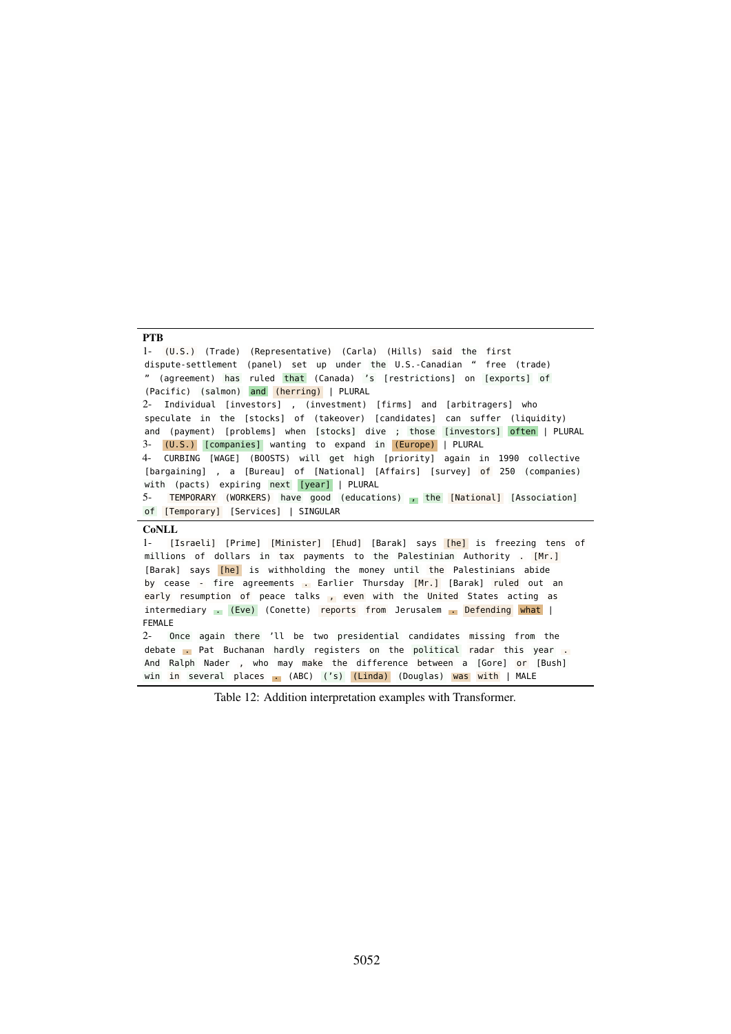| |
|---|
| **PTB** |
| 1- (U.S.) (Trade) (Representative) (Carla) (Hills) said the first dispute-settlement (panel) set up under the U.S.-Canadian “ free (trade) ” (agreement) has ruled that (Canada) ’s [restrictions] on [exports] of (Pacific) (salmon) and (herring) \| PLURAL |
| 2- Individual [investors] , (investment) [firms] and [arbitragers] who speculate in the [stocks] of (takeover) [candidates] can suffer (liquidity) and (payment) [problems] when [stocks] dive ; those [investors] often \| PLURAL |
| 3- (U.S.) [companies] wanting to expand in (Europe) \| PLURAL |
| 4- CURBING [WAGE] (BOOSTS) will get high [priority] again in 1990 collective [bargaining] , a [Bureau] of [National] [Affairs] [survey] of 250 (companies) with (pacts) expiring next [year] \| PLURAL |
| 5- TEMPORARY (WORKERS) have good (educations) , the [National] [Association] of [Temporary] [Services] \| SINGULAR |
| **CoNLL** |
| 1- [Israeli] [Prime] [Minister] [Ehud] [Barak] says [he] is freezing tens of millions of dollars in tax payments to the Palestinian Authority . [Mr.] [Barak] says [he] is withholding the money until the Palestinians abide by cease - fire agreements . Earlier Thursday [Mr.] [Barak] ruled out an early resumption of peace talks , even with the United States acting as intermediary . (Eve) (Conette) reports from Jerusalem . Defending what \| FEMALE |
| 2- Once again there ’ll be two presidential candidates missing from the debate . Pat Buchanan hardly registers on the political radar this year . And Ralph Nader , who may make the difference between a [Gore] or [Bush] win in several places . (ABC) (’s) (Linda) (Douglas) was with \| MALE |

Table 12: Addition interpretation examples with Transformer.